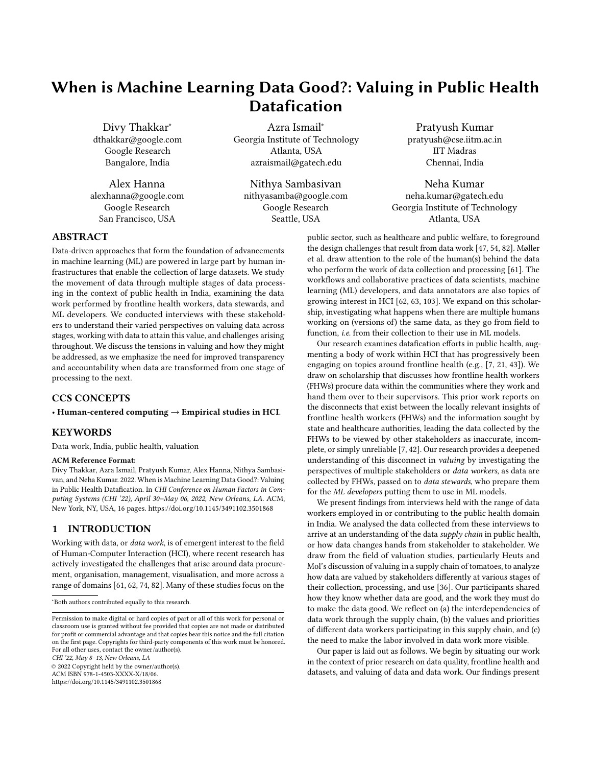# When is Machine Learning Data Good?: Valuing in Public Health Datafication

Divy Thakkar*
dthakkar@google.com
Google Research
Bangalore, India

Azra Ismail*
Georgia Institute of Technology
Atlanta, USA
azraismail@gatech.edu

Pratyush Kumar
pratyush@cse.iitm.ac.in
IIT Madras
Chennai, India

Alex Hanna
alexhanna@google.com
Google Research
San Francisco, USA

Nithya Sambasivan
nithyasamba@google.com
Google Research
Seattle, USA

Neha Kumar
neha.kumar@gatech.edu
Georgia Institute of Technology
Atlanta, USA

## ABSTRACT

Data-driven approaches that form the foundation of advancements in machine learning (ML) are powered in large part by human infrastructures that enable the collection of large datasets. We study the movement of data through multiple stages of data processing in the context of public health in India, examining the data work performed by frontline health workers, data stewards, and ML developers. We conducted interviews with these stakeholders to understand their varied perspectives on valuing data across stages, working with data to attain this value, and challenges arising throughout. We discuss the tensions in valuing and how they might be addressed, as we emphasize the need for improved transparency and accountability when data are transformed from one stage of processing to the next.

## CCS CONCEPTS

• **Human-centered computing** → **Empirical studies in HCI**.

## KEYWORDS

Data work, India, public health, valuation

**ACM Reference Format:**
Divy Thakkar, Azra Ismail, Pratyush Kumar, Alex Hanna, Nithya Sambasivan, and Neha Kumar. 2022. When is Machine Learning Data Good?: Valuing in Public Health Datafication. In *CHI Conference on Human Factors in Computing Systems (CHI '22), April 30–May 06, 2022, New Orleans, LA.* ACM, New York, NY, USA, 16 pages. https://doi.org/10.1145/3491102.3501868

## 1 INTRODUCTION

Working with data, or *data work*, is of emergent interest to the field of Human-Computer Interaction (HCI), where recent research has actively investigated the challenges that arise around data procurement, organisation, management, visualisation, and more across a range of domains [61, 62, 74, 82]. Many of these studies focus on the public sector, such as healthcare and public welfare, to foreground the design challenges that result from data work [47, 54, 82]. Møller et al. draw attention to the role of the human(s) behind the data who perform the work of data collection and processing [61]. The workflows and collaborative practices of data scientists, machine learning (ML) developers, and data annotators are also topics of growing interest in HCI [62, 63, 103]. We expand on this scholarship, investigating what happens when there are multiple humans working on (versions of) the same data, as they go from field to function, *i.e.* from their collection to their use in ML models.

Our research examines datafication efforts in public health, augmenting a body of work within HCI that has progressively been engaging on topics around frontline health (e.g., [7, 21, 43]). We draw on scholarship that discusses how frontline health workers (FHWs) procure data within the communities where they work and hand them over to their supervisors. This prior work reports on the disconnects that exist between the locally relevant insights of frontline health workers (FHWs) and the information sought by state and healthcare authorities, leading the data collected by the FHWs to be viewed by other stakeholders as inaccurate, incomplete, or simply unreliable [7, 42]. Our research provides a deepened understanding of this disconnect in *valuing* by investigating the perspectives of multiple stakeholders or *data workers*, as data are collected by FHWs, passed on to *data stewards*, who prepare them for the *ML developers* putting them to use in ML models.

We present findings from interviews held with the range of data workers employed in or contributing to the public health domain in India. We analysed the data collected from these interviews to arrive at an understanding of the data *supply chain* in public health, or how data changes hands from stakeholder to stakeholder. We draw from the field of valuation studies, particularly Heuts and Mol's discussion of valuing in a supply chain of tomatoes, to analyze how data are valued by stakeholders differently at various stages of their collection, processing, and use [36]. Our participants shared how they know whether data are good, and the work they must do to make the data good. We reflect on (a) the interdependencies of data work through the supply chain, (b) the values and priorities of different data workers participating in this supply chain, and (c) the need to make the labor involved in data work more visible.

Our paper is laid out as follows. We begin by situating our work in the context of prior research on data quality, frontline health and datasets, and valuing of data and data work. Our findings present

*Both authors contributed equally to this research.

Permission to make digital or hard copies of part or all of this work for personal or classroom use is granted without fee provided that copies are not made or distributed for profit or commercial advantage and that copies bear this notice and the full citation on the first page. Copyrights for third-party components of this work must be honored. For all other uses, contact the owner/author(s).
*CHI '22, May 8–13, New Orleans, LA*
© 2022 Copyright held by the owner/author(s).
ACM ISBN 978-1-4503-XXXX-X/18/06.
https://doi.org/10.1145/3491102.3501868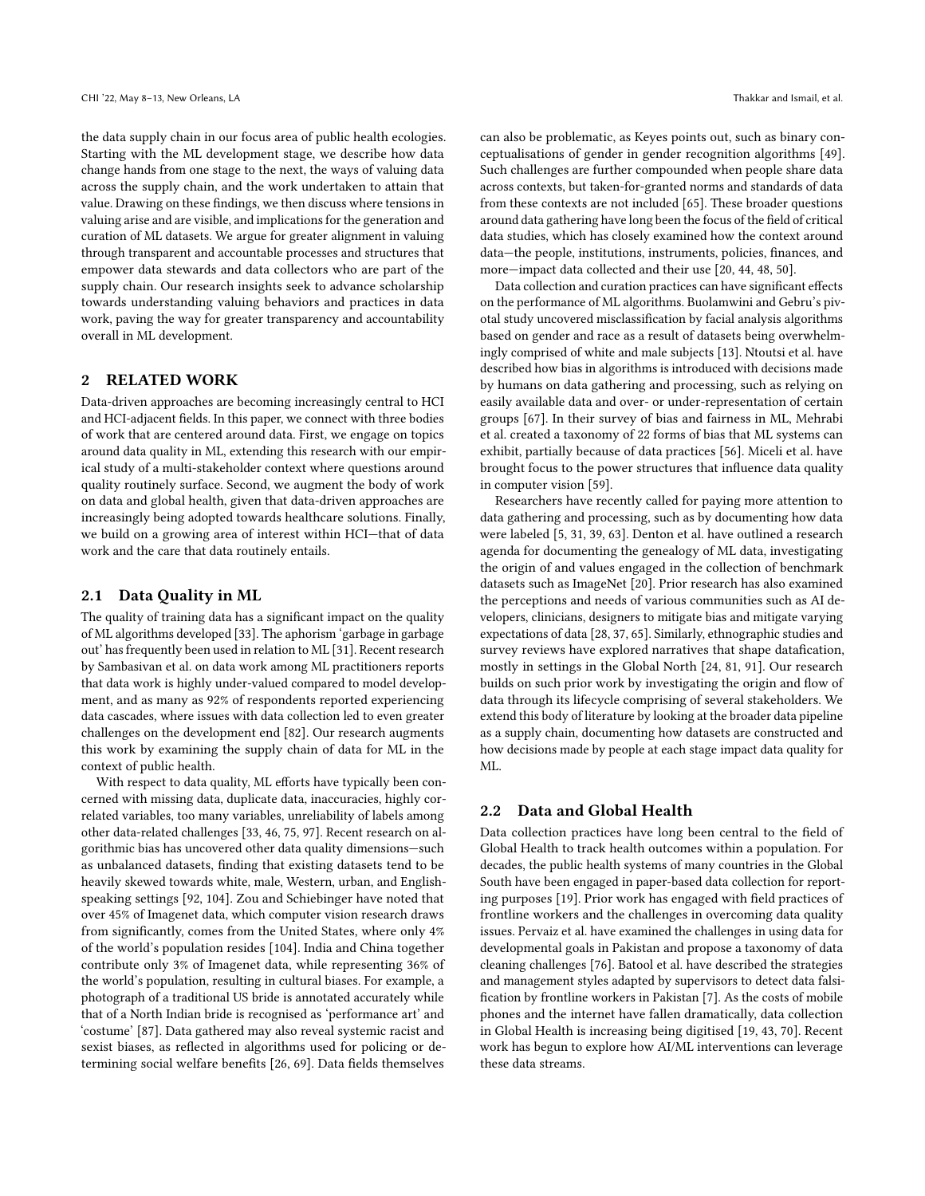the data supply chain in our focus area of public health ecologies. Starting with the ML development stage, we describe how data change hands from one stage to the next, the ways of valuing data across the supply chain, and the work undertaken to attain that value. Drawing on these findings, we then discuss where tensions in valuing arise and are visible, and implications for the generation and curation of ML datasets. We argue for greater alignment in valuing through transparent and accountable processes and structures that empower data stewards and data collectors who are part of the supply chain. Our research insights seek to advance scholarship towards understanding valuing behaviors and practices in data work, paving the way for greater transparency and accountability overall in ML development.

## 2 RELATED WORK

Data-driven approaches are becoming increasingly central to HCI and HCI-adjacent fields. In this paper, we connect with three bodies of work that are centered around data. First, we engage on topics around data quality in ML, extending this research with our empirical study of a multi-stakeholder context where questions around quality routinely surface. Second, we augment the body of work on data and global health, given that data-driven approaches are increasingly being adopted towards healthcare solutions. Finally, we build on a growing area of interest within HCI—that of data work and the care that data routinely entails.

### 2.1 Data Quality in ML

The quality of training data has a significant impact on the quality of ML algorithms developed [33]. The aphorism 'garbage in garbage out' has frequently been used in relation to ML [31]. Recent research by Sambasivan et al. on data work among ML practitioners reports that data work is highly under-valued compared to model development, and as many as 92% of respondents reported experiencing data cascades, where issues with data collection led to even greater challenges on the development end [82]. Our research augments this work by examining the supply chain of data for ML in the context of public health.

With respect to data quality, ML efforts have typically been concerned with missing data, duplicate data, inaccuracies, highly correlated variables, too many variables, unreliability of labels among other data-related challenges [33, 46, 75, 97]. Recent research on algorithmic bias has uncovered other data quality dimensions—such as unbalanced datasets, finding that existing datasets tend to be heavily skewed towards white, male, Western, urban, and English-speaking settings [92, 104]. Zou and Schiebinger have noted that over 45% of Imagenet data, which computer vision research draws from significantly, comes from the United States, where only 4% of the world's population resides [104]. India and China together contribute only 3% of Imagenet data, while representing 36% of the world's population, resulting in cultural biases. For example, a photograph of a traditional US bride is annotated accurately while that of a North Indian bride is recognised as 'performance art' and 'costume' [87]. Data gathered may also reveal systemic racist and sexist biases, as reflected in algorithms used for policing or determining social welfare benefits [26, 69]. Data fields themselves can also be problematic, as Keyes points out, such as binary conceptualisations of gender in gender recognition algorithms [49]. Such challenges are further compounded when people share data across contexts, but taken-for-granted norms and standards of data from these contexts are not included [65]. These broader questions around data gathering have long been the focus of the field of critical data studies, which has closely examined how the context around data—the people, institutions, instruments, policies, finances, and more—impact data collected and their use [20, 44, 48, 50].

Data collection and curation practices can have significant effects on the performance of ML algorithms. Buolamwini and Gebru's pivotal study uncovered misclassification by facial analysis algorithms based on gender and race as a result of datasets being overwhelmingly comprised of white and male subjects [13]. Ntoutsi et al. have described how bias in algorithms is introduced with decisions made by humans on data gathering and processing, such as relying on easily available data and over- or under-representation of certain groups [67]. In their survey of bias and fairness in ML, Mehrabi et al. created a taxonomy of 22 forms of bias that ML systems can exhibit, partially because of data practices [56]. Miceli et al. have brought focus to the power structures that influence data quality in computer vision [59].

Researchers have recently called for paying more attention to data gathering and processing, such as by documenting how data were labeled [5, 31, 39, 63]. Denton et al. have outlined a research agenda for documenting the genealogy of ML data, investigating the origin of and values engaged in the collection of benchmark datasets such as ImageNet [20]. Prior research has also examined the perceptions and needs of various communities such as AI developers, clinicians, designers to mitigate bias and mitigate varying expectations of data [28, 37, 65]. Similarly, ethnographic studies and survey reviews have explored narratives that shape datafication, mostly in settings in the Global North [24, 81, 91]. Our research builds on such prior work by investigating the origin and flow of data through its lifecycle comprising of several stakeholders. We extend this body of literature by looking at the broader data pipeline as a supply chain, documenting how datasets are constructed and how decisions made by people at each stage impact data quality for ML.

### 2.2 Data and Global Health

Data collection practices have long been central to the field of Global Health to track health outcomes within a population. For decades, the public health systems of many countries in the Global South have been engaged in paper-based data collection for reporting purposes [19]. Prior work has engaged with field practices of frontline workers and the challenges in overcoming data quality issues. Pervaiz et al. have examined the challenges in using data for developmental goals in Pakistan and propose a taxonomy of data cleaning challenges [76]. Batool et al. have described the strategies and management styles adapted by supervisors to detect data falsification by frontline workers in Pakistan [7]. As the costs of mobile phones and the internet have fallen dramatically, data collection in Global Health is increasing being digitised [19, 43, 70]. Recent work has begun to explore how AI/ML interventions can leverage these data streams.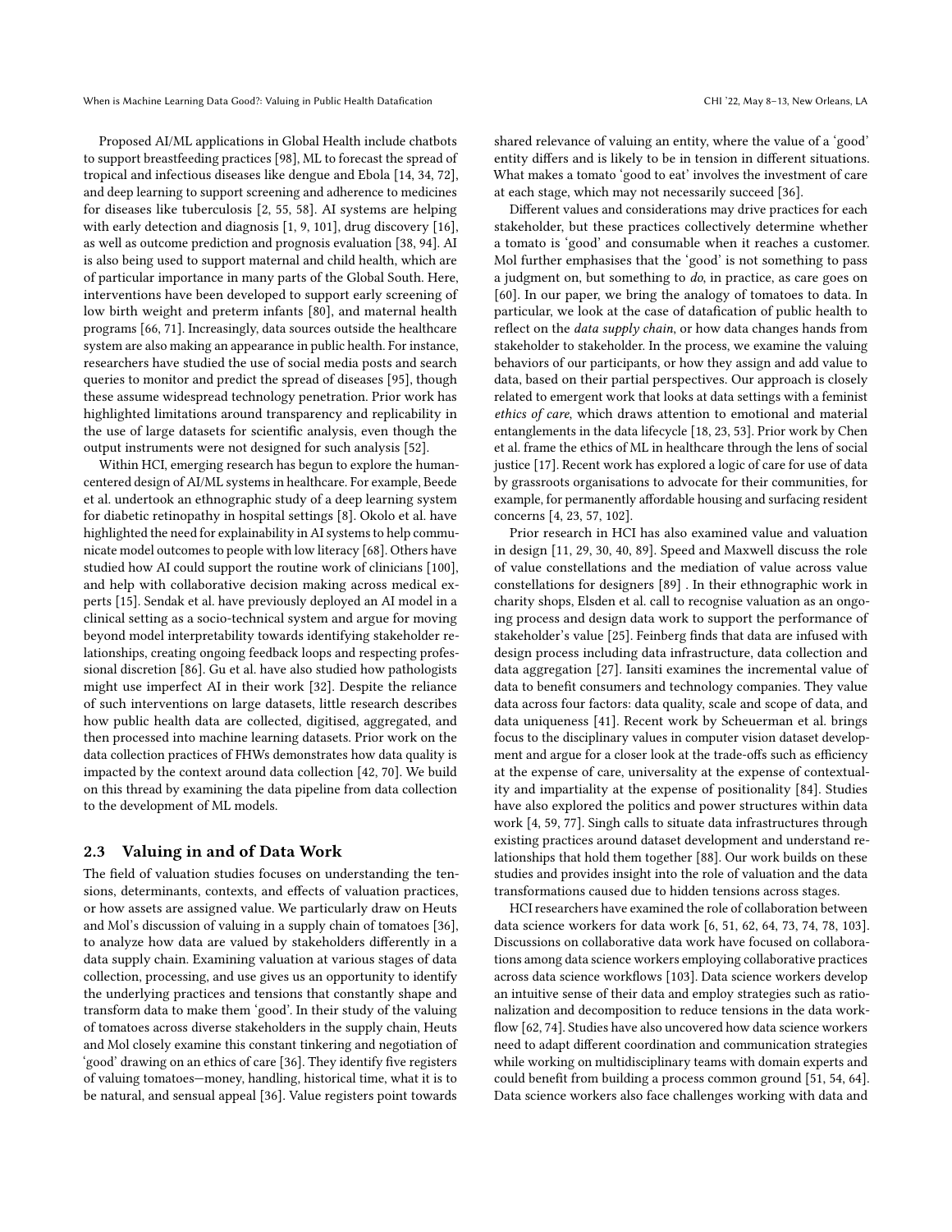Proposed AI/ML applications in Global Health include chatbots to support breastfeeding practices [98], ML to forecast the spread of tropical and infectious diseases like dengue and Ebola [14, 34, 72], and deep learning to support screening and adherence to medicines for diseases like tuberculosis [2, 55, 58]. AI systems are helping with early detection and diagnosis [1, 9, 101], drug discovery [16], as well as outcome prediction and prognosis evaluation [38, 94]. AI is also being used to support maternal and child health, which are of particular importance in many parts of the Global South. Here, interventions have been developed to support early screening of low birth weight and preterm infants [80], and maternal health programs [66, 71]. Increasingly, data sources outside the healthcare system are also making an appearance in public health. For instance, researchers have studied the use of social media posts and search queries to monitor and predict the spread of diseases [95], though these assume widespread technology penetration. Prior work has highlighted limitations around transparency and replicability in the use of large datasets for scientific analysis, even though the output instruments were not designed for such analysis [52].

Within HCI, emerging research has begun to explore the human-centered design of AI/ML systems in healthcare. For example, Beede et al. undertook an ethnographic study of a deep learning system for diabetic retinopathy in hospital settings [8]. Okolo et al. have highlighted the need for explainability in AI systems to help communicate model outcomes to people with low literacy [68]. Others have studied how AI could support the routine work of clinicians [100], and help with collaborative decision making across medical experts [15]. Sendak et al. have previously deployed an AI model in a clinical setting as a socio-technical system and argue for moving beyond model interpretability towards identifying stakeholder relationships, creating ongoing feedback loops and respecting professional discretion [86]. Gu et al. have also studied how pathologists might use imperfect AI in their work [32]. Despite the reliance of such interventions on large datasets, little research describes how public health data are collected, digitised, aggregated, and then processed into machine learning datasets. Prior work on the data collection practices of FHWs demonstrates how data quality is impacted by the context around data collection [42, 70]. We build on this thread by examining the data pipeline from data collection to the development of ML models.

## 2.3 Valuing in and of Data Work

The field of valuation studies focuses on understanding the tensions, determinants, contexts, and effects of valuation practices, or how assets are assigned value. We particularly draw on Heuts and Mol's discussion of valuing in a supply chain of tomatoes [36], to analyze how data are valued by stakeholders differently in a data supply chain. Examining valuation at various stages of data collection, processing, and use gives us an opportunity to identify the underlying practices and tensions that constantly shape and transform data to make them 'good'. In their study of the valuing of tomatoes across diverse stakeholders in the supply chain, Heuts and Mol closely examine this constant tinkering and negotiation of 'good' drawing on an ethics of care [36]. They identify five registers of valuing tomatoes—money, handling, historical time, what it is to be natural, and sensual appeal [36]. Value registers point towards shared relevance of valuing an entity, where the value of a 'good' entity differs and is likely to be in tension in different situations. What makes a tomato 'good to eat' involves the investment of care at each stage, which may not necessarily succeed [36].

Different values and considerations may drive practices for each stakeholder, but these practices collectively determine whether a tomato is 'good' and consumable when it reaches a customer. Mol further emphasises that the 'good' is not something to pass a judgment on, but something to *do*, in practice, as care goes on [60]. In our paper, we bring the analogy of tomatoes to data. In particular, we look at the case of datafication of public health to reflect on the *data supply chain*, or how data changes hands from stakeholder to stakeholder. In the process, we examine the valuing behaviors of our participants, or how they assign and add value to data, based on their partial perspectives. Our approach is closely related to emergent work that looks at data settings with a feminist *ethics of care*, which draws attention to emotional and material entanglements in the data lifecycle [18, 23, 53]. Prior work by Chen et al. frame the ethics of ML in healthcare through the lens of social justice [17]. Recent work has explored a logic of care for use of data by grassroots organisations to advocate for their communities, for example, for permanently affordable housing and surfacing resident concerns [4, 23, 57, 102].

Prior research in HCI has also examined value and valuation in design [11, 29, 30, 40, 89]. Speed and Maxwell discuss the role of value constellations and the mediation of value across value constellations for designers [89] . In their ethnographic work in charity shops, Elsden et al. call to recognise valuation as an ongoing process and design data work to support the performance of stakeholder's value [25]. Feinberg finds that data are infused with design process including data infrastructure, data collection and data aggregation [27]. Iansiti examines the incremental value of data to benefit consumers and technology companies. They value data across four factors: data quality, scale and scope of data, and data uniqueness [41]. Recent work by Scheuerman et al. brings focus to the disciplinary values in computer vision dataset development and argue for a closer look at the trade-offs such as efficiency at the expense of care, universality at the expense of contextuality and impartiality at the expense of positionality [84]. Studies have also explored the politics and power structures within data work [4, 59, 77]. Singh calls to situate data infrastructures through existing practices around dataset development and understand relationships that hold them together [88]. Our work builds on these studies and provides insight into the role of valuation and the data transformations caused due to hidden tensions across stages.

HCI researchers have examined the role of collaboration between data science workers for data work [6, 51, 62, 64, 73, 74, 78, 103]. Discussions on collaborative data work have focused on collaborations among data science workers employing collaborative practices across data science workflows [103]. Data science workers develop an intuitive sense of their data and employ strategies such as rationalization and decomposition to reduce tensions in the data workflow [62, 74]. Studies have also uncovered how data science workers need to adapt different coordination and communication strategies while working on multidisciplinary teams with domain experts and could benefit from building a process common ground [51, 54, 64]. Data science workers also face challenges working with data and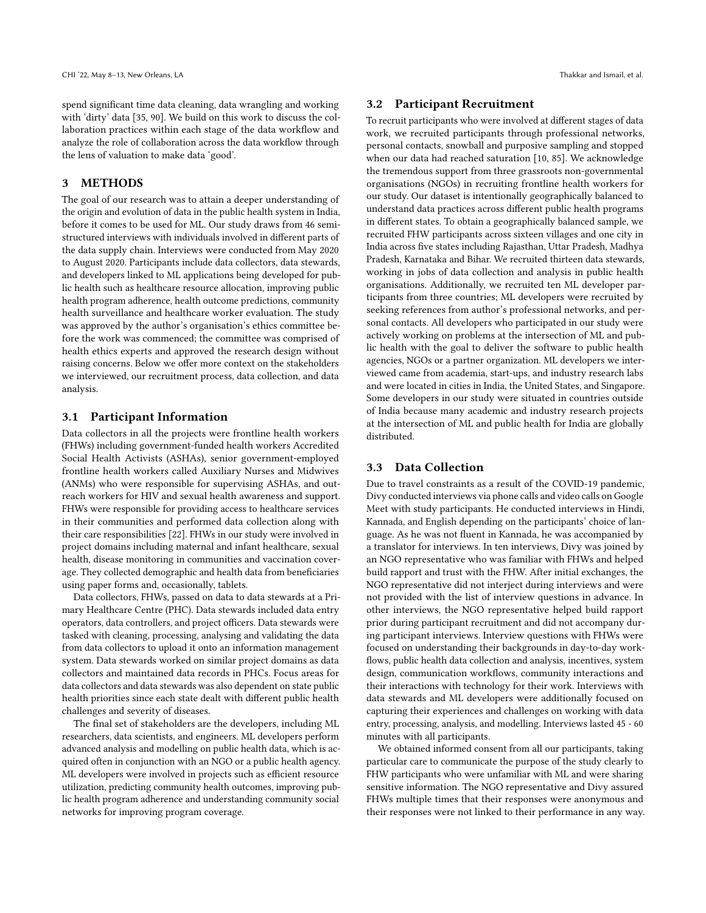spend significant time data cleaning, data wrangling and working with 'dirty' data [35, 90]. We build on this work to discuss the collaboration practices within each stage of the data workflow and analyze the role of collaboration across the data workflow through the lens of valuation to make data 'good'.

## 3 METHODS

The goal of our research was to attain a deeper understanding of the origin and evolution of data in the public health system in India, before it comes to be used for ML. Our study draws from 46 semi-structured interviews with individuals involved in different parts of the data supply chain. Interviews were conducted from May 2020 to August 2020. Participants include data collectors, data stewards, and developers linked to ML applications being developed for public health such as healthcare resource allocation, improving public health program adherence, health outcome predictions, community health surveillance and healthcare worker evaluation. The study was approved by the author's organisation's ethics committee before the work was commenced; the committee was comprised of health ethics experts and approved the research design without raising concerns. Below we offer more context on the stakeholders we interviewed, our recruitment process, data collection, and data analysis.

### 3.1 Participant Information

Data collectors in all the projects were frontline health workers (FHWs) including government-funded health workers Accredited Social Health Activists (ASHAs), senior government-employed frontline health workers called Auxiliary Nurses and Midwives (ANMs) who were responsible for supervising ASHAs, and outreach workers for HIV and sexual health awareness and support. FHWs were responsible for providing access to healthcare services in their communities and performed data collection along with their care responsibilities [22]. FHWs in our study were involved in project domains including maternal and infant healthcare, sexual health, disease monitoring in communities and vaccination coverage. They collected demographic and health data from beneficiaries using paper forms and, occasionally, tablets.

Data collectors, FHWs, passed on data to data stewards at a Primary Healthcare Centre (PHC). Data stewards included data entry operators, data controllers, and project officers. Data stewards were tasked with cleaning, processing, analysing and validating the data from data collectors to upload it onto an information management system. Data stewards worked on similar project domains as data collectors and maintained data records in PHCs. Focus areas for data collectors and data stewards was also dependent on state public health priorities since each state dealt with different public health challenges and severity of diseases.

The final set of stakeholders are the developers, including ML researchers, data scientists, and engineers. ML developers perform advanced analysis and modelling on public health data, which is acquired often in conjunction with an NGO or a public health agency. ML developers were involved in projects such as efficient resource utilization, predicting community health outcomes, improving public health program adherence and understanding community social networks for improving program coverage.

### 3.2 Participant Recruitment

To recruit participants who were involved at different stages of data work, we recruited participants through professional networks, personal contacts, snowball and purposive sampling and stopped when our data had reached saturation [10, 85]. We acknowledge the tremendous support from three grassroots non-governmental organisations (NGOs) in recruiting frontline health workers for our study. Our dataset is intentionally geographically balanced to understand data practices across different public health programs in different states. To obtain a geographically balanced sample, we recruited FHW participants across sixteen villages and one city in India across five states including Rajasthan, Uttar Pradesh, Madhya Pradesh, Karnataka and Bihar. We recruited thirteen data stewards, working in jobs of data collection and analysis in public health organisations. Additionally, we recruited ten ML developer participants from three countries; ML developers were recruited by seeking references from author's professional networks, and personal contacts. All developers who participated in our study were actively working on problems at the intersection of ML and public health with the goal to deliver the software to public health agencies, NGOs or a partner organization. ML developers we interviewed came from academia, start-ups, and industry research labs and were located in cities in India, the United States, and Singapore. Some developers in our study were situated in countries outside of India because many academic and industry research projects at the intersection of ML and public health for India are globally distributed.

### 3.3 Data Collection

Due to travel constraints as a result of the COVID-19 pandemic, Divy conducted interviews via phone calls and video calls on Google Meet with study participants. He conducted interviews in Hindi, Kannada, and English depending on the participants' choice of language. As he was not fluent in Kannada, he was accompanied by a translator for interviews. In ten interviews, Divy was joined by an NGO representative who was familiar with FHWs and helped build rapport and trust with the FHW. After initial exchanges, the NGO representative did not interject during interviews and were not provided with the list of interview questions in advance. In other interviews, the NGO representative helped build rapport prior during participant recruitment and did not accompany during participant interviews. Interview questions with FHWs were focused on understanding their backgrounds in day-to-day workflows, public health data collection and analysis, incentives, system design, communication workflows, community interactions and their interactions with technology for their work. Interviews with data stewards and ML developers were additionally focused on capturing their experiences and challenges on working with data entry, processing, analysis, and modelling. Interviews lasted 45 - 60 minutes with all participants.

We obtained informed consent from all our participants, taking particular care to communicate the purpose of the study clearly to FHW participants who were unfamiliar with ML and were sharing sensitive information. The NGO representative and Divy assured FHWs multiple times that their responses were anonymous and their responses were not linked to their performance in any way.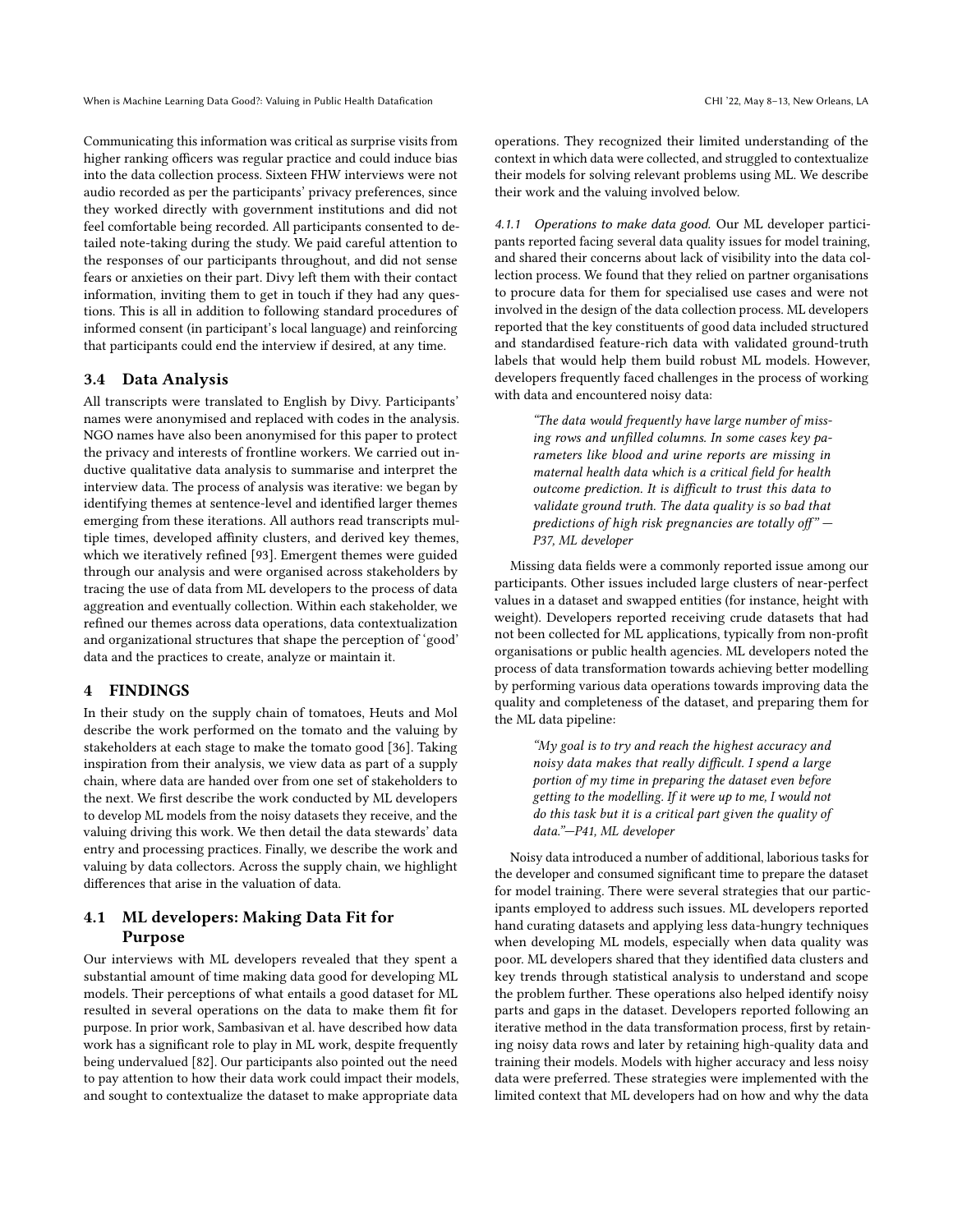Communicating this information was critical as surprise visits from higher ranking officers was regular practice and could induce bias into the data collection process. Sixteen FHW interviews were not audio recorded as per the participants' privacy preferences, since they worked directly with government institutions and did not feel comfortable being recorded. All participants consented to detailed note-taking during the study. We paid careful attention to the responses of our participants throughout, and did not sense fears or anxieties on their part. Divy left them with their contact information, inviting them to get in touch if they had any questions. This is all in addition to following standard procedures of informed consent (in participant's local language) and reinforcing that participants could end the interview if desired, at any time.

### 3.4 Data Analysis

All transcripts were translated to English by Divy. Participants' names were anonymised and replaced with codes in the analysis. NGO names have also been anonymised for this paper to protect the privacy and interests of frontline workers. We carried out inductive qualitative data analysis to summarise and interpret the interview data. The process of analysis was iterative: we began by identifying themes at sentence-level and identified larger themes emerging from these iterations. All authors read transcripts multiple times, developed affinity clusters, and derived key themes, which we iteratively refined [93]. Emergent themes were guided through our analysis and were organised across stakeholders by tracing the use of data from ML developers to the process of data aggreation and eventually collection. Within each stakeholder, we refined our themes across data operations, data contextualization and organizational structures that shape the perception of 'good' data and the practices to create, analyze or maintain it.

## 4 FINDINGS

In their study on the supply chain of tomatoes, Heuts and Mol describe the work performed on the tomato and the valuing by stakeholders at each stage to make the tomato good [36]. Taking inspiration from their analysis, we view data as part of a supply chain, where data are handed over from one set of stakeholders to the next. We first describe the work conducted by ML developers to develop ML models from the noisy datasets they receive, and the valuing driving this work. We then detail the data stewards' data entry and processing practices. Finally, we describe the work and valuing by data collectors. Across the supply chain, we highlight differences that arise in the valuation of data.

### 4.1 ML developers: Making Data Fit for Purpose

Our interviews with ML developers revealed that they spent a substantial amount of time making data good for developing ML models. Their perceptions of what entails a good dataset for ML resulted in several operations on the data to make them fit for purpose. In prior work, Sambasivan et al. have described how data work has a significant role to play in ML work, despite frequently being undervalued [82]. Our participants also pointed out the need to pay attention to how their data work could impact their models, and sought to contextualize the dataset to make appropriate data operations. They recognized their limited understanding of the context in which data were collected, and struggled to contextualize their models for solving relevant problems using ML. We describe their work and the valuing involved below.

#### 4.1.1 Operations to make data good.

Our ML developer participants reported facing several data quality issues for model training, and shared their concerns about lack of visibility into the data collection process. We found that they relied on partner organisations to procure data for them for specialised use cases and were not involved in the design of the data collection process. ML developers reported that the key constituents of good data included structured and standardised feature-rich data with validated ground-truth labels that would help them build robust ML models. However, developers frequently faced challenges in the process of working with data and encountered noisy data:

> *"The data would frequently have large number of missing rows and unfilled columns. In some cases key parameters like blood and urine reports are missing in maternal health data which is a critical field for health outcome prediction. It is difficult to trust this data to validate ground truth. The data quality is so bad that predictions of high risk pregnancies are totally off"* — P37, ML developer

Missing data fields were a commonly reported issue among our participants. Other issues included large clusters of near-perfect values in a dataset and swapped entities (for instance, height with weight). Developers reported receiving crude datasets that had not been collected for ML applications, typically from non-profit organisations or public health agencies. ML developers noted the process of data transformation towards achieving better modelling by performing various data operations towards improving data the quality and completeness of the dataset, and preparing them for the ML data pipeline:

> *"My goal is to try and reach the highest accuracy and noisy data makes that really difficult. I spend a large portion of my time in preparing the dataset even before getting to the modelling. If it were up to me, I would not do this task but it is a critical part given the quality of data."*—P41, ML developer

Noisy data introduced a number of additional, laborious tasks for the developer and consumed significant time to prepare the dataset for model training. There were several strategies that our participants employed to address such issues. ML developers reported hand curating datasets and applying less data-hungry techniques when developing ML models, especially when data quality was poor. ML developers shared that they identified data clusters and key trends through statistical analysis to understand and scope the problem further. These operations also helped identify noisy parts and gaps in the dataset. Developers reported following an iterative method in the data transformation process, first by retaining noisy data rows and later by retaining high-quality data and training their models. Models with higher accuracy and less noisy data were preferred. These strategies were implemented with the limited context that ML developers had on how and why the data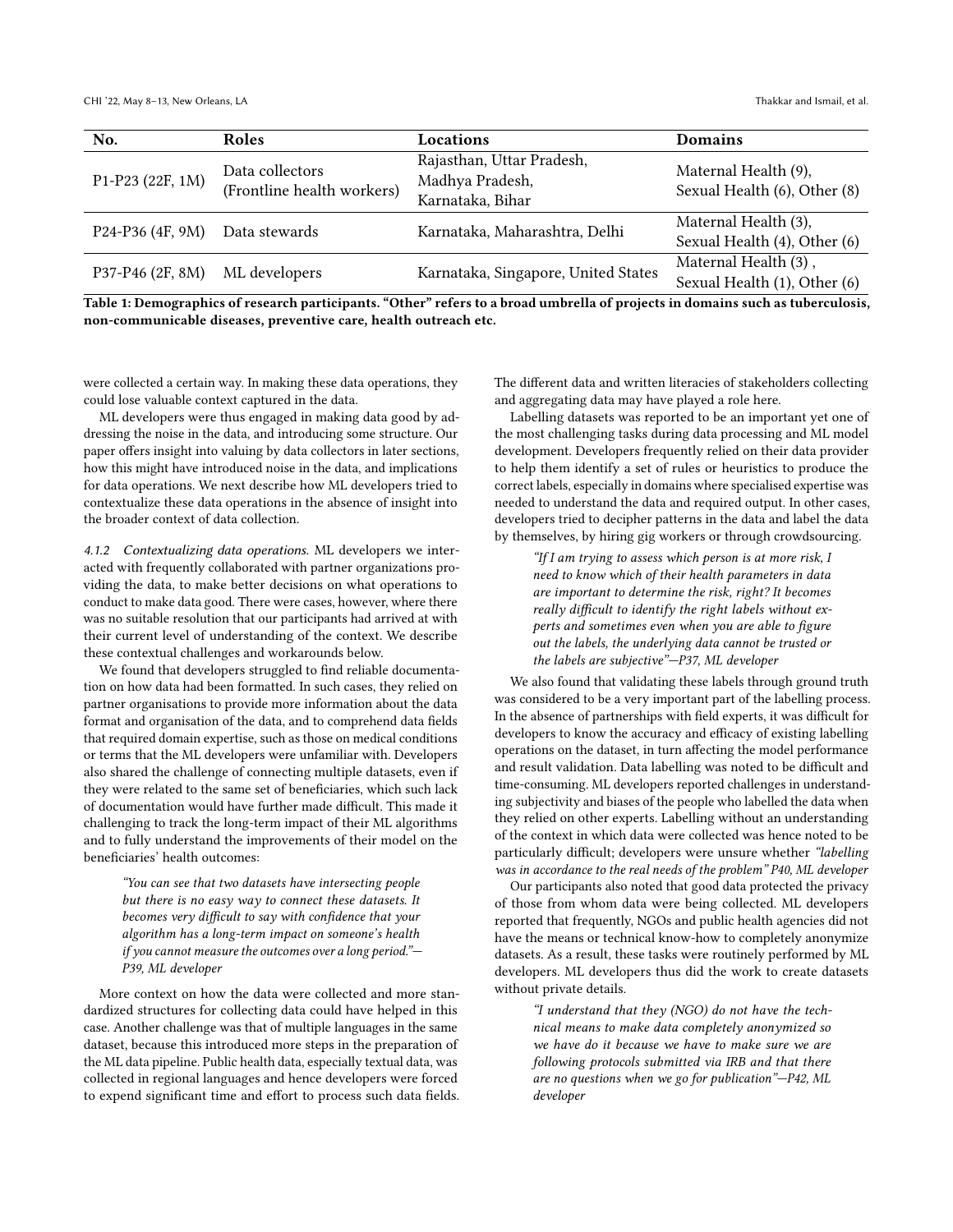| No. | Roles | Locations | Domains |
|---|---|---|---|
| P1-P23 (22F, 1M) | Data collectors (Frontline health workers) | Rajasthan, Uttar Pradesh, Madhya Pradesh, Karnataka, Bihar | Maternal Health (9), Sexual Health (6), Other (8) |
| P24-P36 (4F, 9M) | Data stewards | Karnataka, Maharashtra, Delhi | Maternal Health (3), Sexual Health (4), Other (6) |
| P37-P46 (2F, 8M) | ML developers | Karnataka, Singapore, United States | Maternal Health (3) , Sexual Health (1), Other (6) |

**Table 1: Demographics of research participants. "Other" refers to a broad umbrella of projects in domains such as tuberculosis, non-communicable diseases, preventive care, health outreach etc.**

were collected a certain way. In making these data operations, they could lose valuable context captured in the data.

ML developers were thus engaged in making data good by addressing the noise in the data, and introducing some structure. Our paper offers insight into valuing by data collectors in later sections, how this might have introduced noise in the data, and implications for data operations. We next describe how ML developers tried to contextualize these data operations in the absence of insight into the broader context of data collection.

*4.1.2 Contextualizing data operations.* ML developers we interacted with frequently collaborated with partner organizations providing the data, to make better decisions on what operations to conduct to make data good. There were cases, however, where there was no suitable resolution that our participants had arrived at with their current level of understanding of the context. We describe these contextual challenges and workarounds below.

We found that developers struggled to find reliable documentation on how data had been formatted. In such cases, they relied on partner organisations to provide more information about the data format and organisation of the data, and to comprehend data fields that required domain expertise, such as those on medical conditions or terms that the ML developers were unfamiliar with. Developers also shared the challenge of connecting multiple datasets, even if they were related to the same set of beneficiaries, which such lack of documentation would have further made difficult. This made it challenging to track the long-term impact of their ML algorithms and to fully understand the improvements of their model on the beneficiaries' health outcomes:

> *"You can see that two datasets have intersecting people but there is no easy way to connect these datasets. It becomes very difficult to say with confidence that your algorithm has a long-term impact on someone's health if you cannot measure the outcomes over a long period."*—P39, ML developer

More context on how the data were collected and more standardized structures for collecting data could have helped in this case. Another challenge was that of multiple languages in the same dataset, because this introduced more steps in the preparation of the ML data pipeline. Public health data, especially textual data, was collected in regional languages and hence developers were forced to expend significant time and effort to process such data fields. The different data and written literacies of stakeholders collecting and aggregating data may have played a role here.

Labelling datasets was reported to be an important yet one of the most challenging tasks during data processing and ML model development. Developers frequently relied on their data provider to help them identify a set of rules or heuristics to produce the correct labels, especially in domains where specialised expertise was needed to understand the data and required output. In other cases, developers tried to decipher patterns in the data and label the data by themselves, by hiring gig workers or through crowdsourcing.

> *"If I am trying to assess which person is at more risk, I need to know which of their health parameters in data are important to determine the risk, right? It becomes really difficult to identify the right labels without experts and sometimes even when you are able to figure out the labels, the underlying data cannot be trusted or the labels are subjective"*—P37, ML developer

We also found that validating these labels through ground truth was considered to be a very important part of the labelling process. In the absence of partnerships with field experts, it was difficult for developers to know the accuracy and efficacy of existing labelling operations on the dataset, in turn affecting the model performance and result validation. Data labelling was noted to be difficult and time-consuming. ML developers reported challenges in understanding subjectivity and biases of the people who labelled the data when they relied on other experts. Labelling without an understanding of the context in which data were collected was hence noted to be particularly difficult; developers were unsure whether *"labelling was in accordance to the real needs of the problem"* P40, ML developer

Our participants also noted that good data protected the privacy of those from whom data were being collected. ML developers reported that frequently, NGOs and public health agencies did not have the means or technical know-how to completely anonymize datasets. As a result, these tasks were routinely performed by ML developers. ML developers thus did the work to create datasets without private details.

> *"I understand that they (NGO) do not have the technical means to make data completely anonymized so we have do it because we have to make sure we are following protocols submitted via IRB and that there are no questions when we go for publication"*—P42, ML developer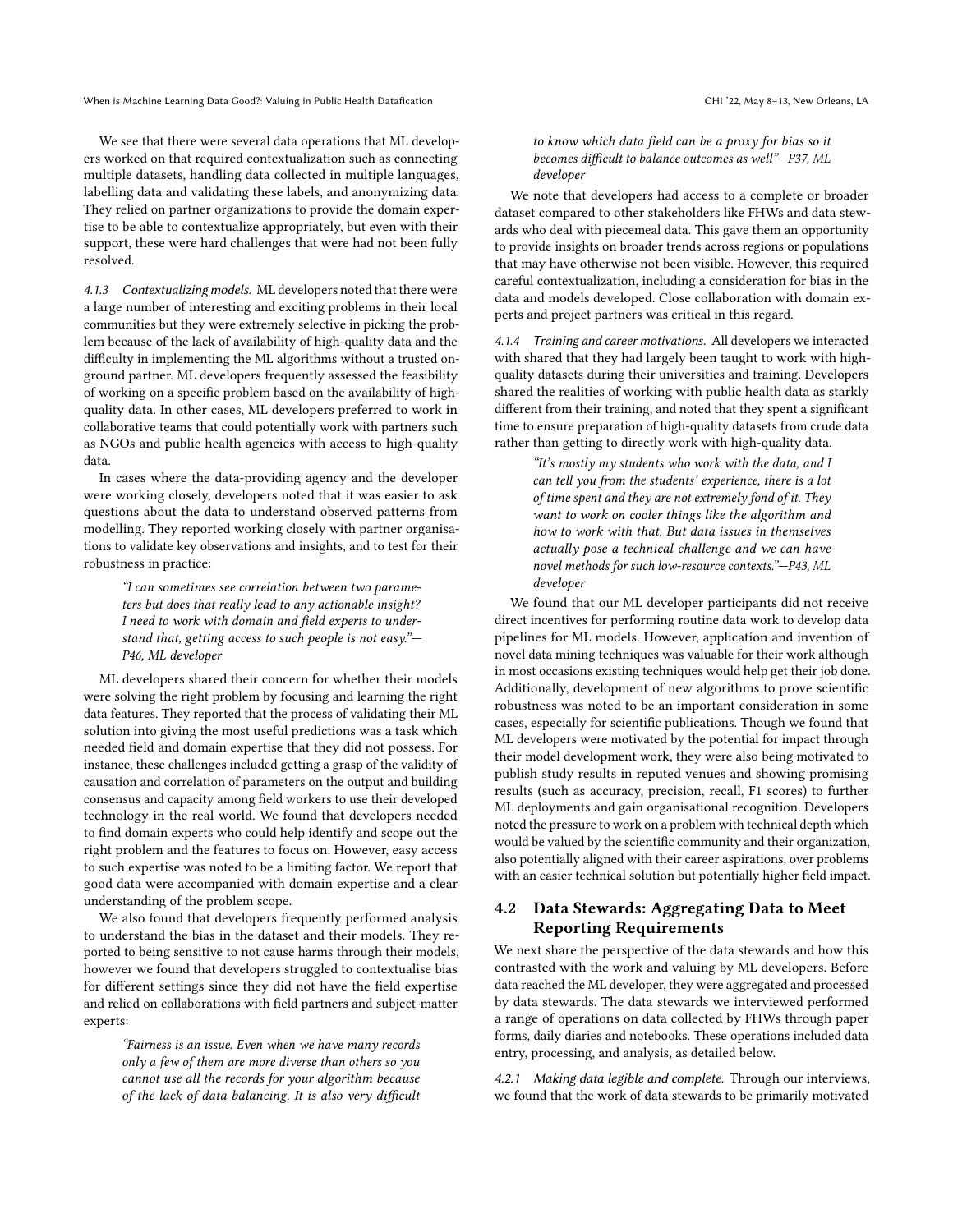We see that there were several data operations that ML developers worked on that required contextualization such as connecting multiple datasets, handling data collected in multiple languages, labelling data and validating these labels, and anonymizing data. They relied on partner organizations to provide the domain expertise to be able to contextualize appropriately, but even with their support, these were hard challenges that were had not been fully resolved.

#### 4.1.3 Contextualizing models.

ML developers noted that there were a large number of interesting and exciting problems in their local communities but they were extremely selective in picking the problem because of the lack of availability of high-quality data and the difficulty in implementing the ML algorithms without a trusted on-ground partner. ML developers frequently assessed the feasibility of working on a specific problem based on the availability of high-quality data. In other cases, ML developers preferred to work in collaborative teams that could potentially work with partners such as NGOs and public health agencies with access to high-quality data.

In cases where the data-providing agency and the developer were working closely, developers noted that it was easier to ask questions about the data to understand observed patterns from modelling. They reported working closely with partner organisations to validate key observations and insights, and to test for their robustness in practice:

> *"I can sometimes see correlation between two parameters but does that really lead to any actionable insight? I need to work with domain and field experts to understand that, getting access to such people is not easy."—P46, ML developer*

ML developers shared their concern for whether their models were solving the right problem by focusing and learning the right data features. They reported that the process of validating their ML solution into giving the most useful predictions was a task which needed field and domain expertise that they did not possess. For instance, these challenges included getting a grasp of the validity of causation and correlation of parameters on the output and building consensus and capacity among field workers to use their developed technology in the real world. We found that developers needed to find domain experts who could help identify and scope out the right problem and the features to focus on. However, easy access to such expertise was noted to be a limiting factor. We report that good data were accompanied with domain expertise and a clear understanding of the problem scope.

We also found that developers frequently performed analysis to understand the bias in the dataset and their models. They reported to being sensitive to not cause harms through their models, however we found that developers struggled to contextualise bias for different settings since they did not have the field expertise and relied on collaborations with field partners and subject-matter experts:

> *"Fairness is an issue. Even when we have many records only a few of them are more diverse than others so you cannot use all the records for your algorithm because of the lack of data balancing. It is also very difficult to know which data field can be a proxy for bias so it becomes difficult to balance outcomes as well"—P37, ML developer*

We note that developers had access to a complete or broader dataset compared to other stakeholders like FHWs and data stewards who deal with piecemeal data. This gave them an opportunity to provide insights on broader trends across regions or populations that may have otherwise not been visible. However, this required careful contextualization, including a consideration for bias in the data and models developed. Close collaboration with domain experts and project partners was critical in this regard.

#### 4.1.4 Training and career motivations.

All developers we interacted with shared that they had largely been taught to work with high-quality datasets during their universities and training. Developers shared the realities of working with public health data as starkly different from their training, and noted that they spent a significant time to ensure preparation of high-quality datasets from crude data rather than getting to directly work with high-quality data.

> *"It's mostly my students who work with the data, and I can tell you from the students' experience, there is a lot of time spent and they are not extremely fond of it. They want to work on cooler things like the algorithm and how to work with that. But data issues in themselves actually pose a technical challenge and we can have novel methods for such low-resource contexts."—P43, ML developer*

We found that our ML developer participants did not receive direct incentives for performing routine data work to develop data pipelines for ML models. However, application and invention of novel data mining techniques was valuable for their work although in most occasions existing techniques would help get their job done. Additionally, development of new algorithms to prove scientific robustness was noted to be an important consideration in some cases, especially for scientific publications. Though we found that ML developers were motivated by the potential for impact through their model development work, they were also being motivated to publish study results in reputed venues and showing promising results (such as accuracy, precision, recall, F1 scores) to further ML deployments and gain organisational recognition. Developers noted the pressure to work on a problem with technical depth which would be valued by the scientific community and their organization, also potentially aligned with their career aspirations, over problems with an easier technical solution but potentially higher field impact.

## 4.2 Data Stewards: Aggregating Data to Meet Reporting Requirements

We next share the perspective of the data stewards and how this contrasted with the work and valuing by ML developers. Before data reached the ML developer, they were aggregated and processed by data stewards. The data stewards we interviewed performed a range of operations on data collected by FHWs through paper forms, daily diaries and notebooks. These operations included data entry, processing, and analysis, as detailed below.

#### 4.2.1 Making data legible and complete.

Through our interviews, we found that the work of data stewards to be primarily motivated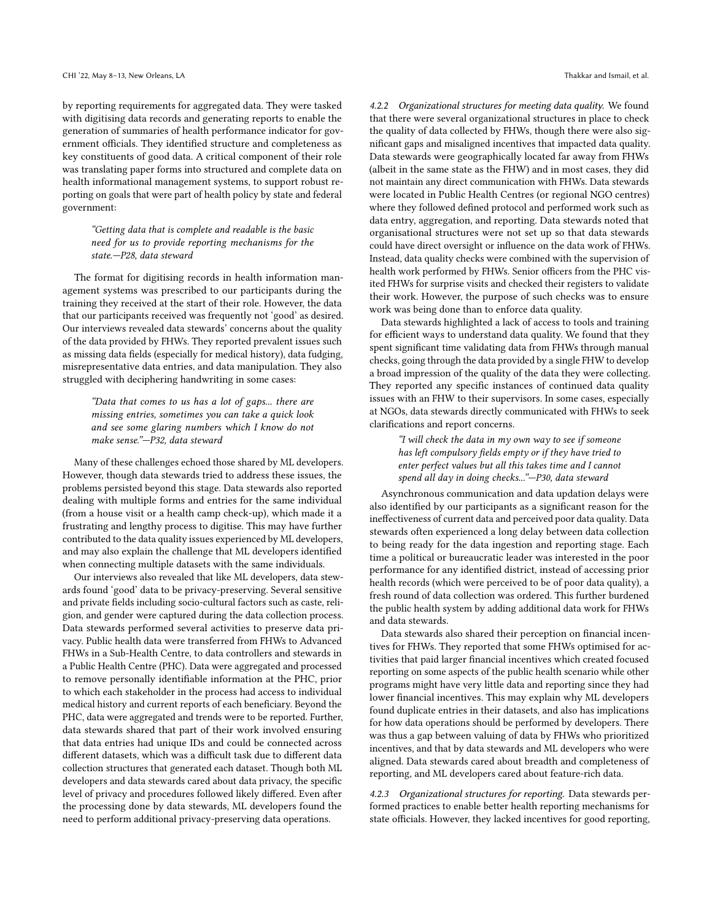by reporting requirements for aggregated data. They were tasked with digitising data records and generating reports to enable the generation of summaries of health performance indicator for government officials. They identified structure and completeness as key constituents of good data. A critical component of their role was translating paper forms into structured and complete data on health informational management systems, to support robust reporting on goals that were part of health policy by state and federal government:

> *"Getting data that is complete and readable is the basic need for us to provide reporting mechanisms for the state.—P28, data steward*

The format for digitising records in health information management systems was prescribed to our participants during the training they received at the start of their role. However, the data that our participants received was frequently not 'good' as desired. Our interviews revealed data stewards' concerns about the quality of the data provided by FHWs. They reported prevalent issues such as missing data fields (especially for medical history), data fudging, misrepresentative data entries, and data manipulation. They also struggled with deciphering handwriting in some cases:

> *"Data that comes to us has a lot of gaps... there are missing entries, sometimes you can take a quick look and see some glaring numbers which I know do not make sense."—P32, data steward*

Many of these challenges echoed those shared by ML developers. However, though data stewards tried to address these issues, the problems persisted beyond this stage. Data stewards also reported dealing with multiple forms and entries for the same individual (from a house visit or a health camp check-up), which made it a frustrating and lengthy process to digitise. This may have further contributed to the data quality issues experienced by ML developers, and may also explain the challenge that ML developers identified when connecting multiple datasets with the same individuals.

Our interviews also revealed that like ML developers, data stewards found 'good' data to be privacy-preserving. Several sensitive and private fields including socio-cultural factors such as caste, religion, and gender were captured during the data collection process. Data stewards performed several activities to preserve data privacy. Public health data were transferred from FHWs to Advanced FHWs in a Sub-Health Centre, to data controllers and stewards in a Public Health Centre (PHC). Data were aggregated and processed to remove personally identifiable information at the PHC, prior to which each stakeholder in the process had access to individual medical history and current reports of each beneficiary. Beyond the PHC, data were aggregated and trends were to be reported. Further, data stewards shared that part of their work involved ensuring that data entries had unique IDs and could be connected across different datasets, which was a difficult task due to different data collection structures that generated each dataset. Though both ML developers and data stewards cared about data privacy, the specific level of privacy and procedures followed likely differed. Even after the processing done by data stewards, ML developers found the need to perform additional privacy-preserving data operations.

#### 4.2.2 Organizational structures for meeting data quality.

We found that there were several organizational structures in place to check the quality of data collected by FHWs, though there were also significant gaps and misaligned incentives that impacted data quality. Data stewards were geographically located far away from FHWs (albeit in the same state as the FHW) and in most cases, they did not maintain any direct communication with FHWs. Data stewards were located in Public Health Centres (or regional NGO centres) where they followed defined protocol and performed work such as data entry, aggregation, and reporting. Data stewards noted that organisational structures were not set up so that data stewards could have direct oversight or influence on the data work of FHWs. Instead, data quality checks were combined with the supervision of health work performed by FHWs. Senior officers from the PHC visited FHWs for surprise visits and checked their registers to validate their work. However, the purpose of such checks was to ensure work was being done than to enforce data quality.

Data stewards highlighted a lack of access to tools and training for efficient ways to understand data quality. We found that they spent significant time validating data from FHWs through manual checks, going through the data provided by a single FHW to develop a broad impression of the quality of the data they were collecting. They reported any specific instances of continued data quality issues with an FHW to their supervisors. In some cases, especially at NGOs, data stewards directly communicated with FHWs to seek clarifications and report concerns.

> *"I will check the data in my own way to see if someone has left compulsory fields empty or if they have tried to enter perfect values but all this takes time and I cannot spend all day in doing checks..."—P30, data steward*

Asynchronous communication and data updation delays were also identified by our participants as a significant reason for the ineffectiveness of current data and perceived poor data quality. Data stewards often experienced a long delay between data collection to being ready for the data ingestion and reporting stage. Each time a political or bureaucratic leader was interested in the poor performance for any identified district, instead of accessing prior health records (which were perceived to be of poor data quality), a fresh round of data collection was ordered. This further burdened the public health system by adding additional data work for FHWs and data stewards.

Data stewards also shared their perception on financial incentives for FHWs. They reported that some FHWs optimised for activities that paid larger financial incentives which created focused reporting on some aspects of the public health scenario while other programs might have very little data and reporting since they had lower financial incentives. This may explain why ML developers found duplicate entries in their datasets, and also has implications for how data operations should be performed by developers. There was thus a gap between valuing of data by FHWs who prioritized incentives, and that by data stewards and ML developers who were aligned. Data stewards cared about breadth and completeness of reporting, and ML developers cared about feature-rich data.

#### 4.2.3 Organizational structures for reporting.

Data stewards performed practices to enable better health reporting mechanisms for state officials. However, they lacked incentives for good reporting,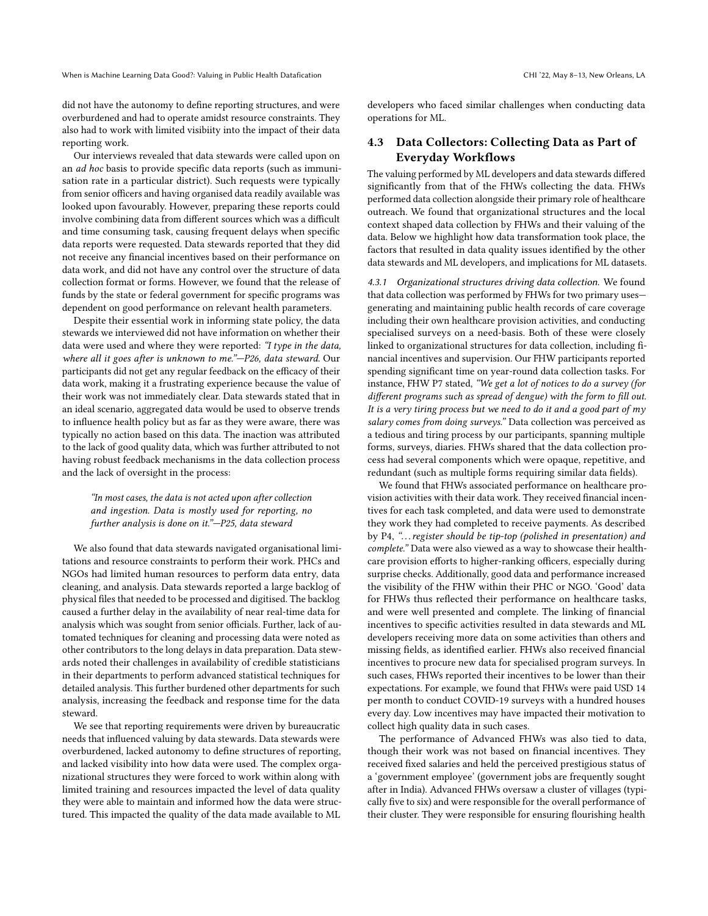did not have the autonomy to define reporting structures, and were overburdened and had to operate amidst resource constraints. They also had to work with limited visibiity into the impact of their data reporting work.

Our interviews revealed that data stewards were called upon on an *ad hoc* basis to provide specific data reports (such as immunisation rate in a particular district). Such requests were typically from senior officers and having organised data readily available was looked upon favourably. However, preparing these reports could involve combining data from different sources which was a difficult and time consuming task, causing frequent delays when specific data reports were requested. Data stewards reported that they did not receive any financial incentives based on their performance on data work, and did not have any control over the structure of data collection format or forms. However, we found that the release of funds by the state or federal government for specific programs was dependent on good performance on relevant health parameters.

Despite their essential work in informing state policy, the data stewards we interviewed did not have information on whether their data were used and where they were reported: *"I type in the data, where all it goes after is unknown to me."—P26, data steward*. Our participants did not get any regular feedback on the efficacy of their data work, making it a frustrating experience because the value of their work was not immediately clear. Data stewards stated that in an ideal scenario, aggregated data would be used to observe trends to influence health policy but as far as they were aware, there was typically no action based on this data. The inaction was attributed to the lack of good quality data, which was further attributed to not having robust feedback mechanisms in the data collection process and the lack of oversight in the process:

> *"In most cases, the data is not acted upon after collection and ingestion. Data is mostly used for reporting, no further analysis is done on it."—P25, data steward*

We also found that data stewards navigated organisational limitations and resource constraints to perform their work. PHCs and NGOs had limited human resources to perform data entry, data cleaning, and analysis. Data stewards reported a large backlog of physical files that needed to be processed and digitised. The backlog caused a further delay in the availability of near real-time data for analysis which was sought from senior officials. Further, lack of automated techniques for cleaning and processing data were noted as other contributors to the long delays in data preparation. Data stewards noted their challenges in availability of credible statisticians in their departments to perform advanced statistical techniques for detailed analysis. This further burdened other departments for such analysis, increasing the feedback and response time for the data steward.

We see that reporting requirements were driven by bureaucratic needs that influenced valuing by data stewards. Data stewards were overburdened, lacked autonomy to define structures of reporting, and lacked visibility into how data were used. The complex organizational structures they were forced to work within along with limited training and resources impacted the level of data quality they were able to maintain and informed how the data were structured. This impacted the quality of the data made available to ML developers who faced similar challenges when conducting data operations for ML.

## 4.3 Data Collectors: Collecting Data as Part of Everyday Workflows

The valuing performed by ML developers and data stewards differed significantly from that of the FHWs collecting the data. FHWs performed data collection alongside their primary role of healthcare outreach. We found that organizational structures and the local context shaped data collection by FHWs and their valuing of the data. Below we highlight how data transformation took place, the factors that resulted in data quality issues identified by the other data stewards and ML developers, and implications for ML datasets.

*4.3.1 Organizational structures driving data collection.* We found that data collection was performed by FHWs for two primary uses—generating and maintaining public health records of care coverage including their own healthcare provision activities, and conducting specialised surveys on a need-basis. Both of these were closely linked to organizational structures for data collection, including financial incentives and supervision. Our FHW participants reported spending significant time on year-round data collection tasks. For instance, FHW P7 stated, *"We get a lot of notices to do a survey (for different programs such as spread of dengue) with the form to fill out. It is a very tiring process but we need to do it and a good part of my salary comes from doing surveys."* Data collection was perceived as a tedious and tiring process by our participants, spanning multiple forms, surveys, diaries. FHWs shared that the data collection process had several components which were opaque, repetitive, and redundant (such as multiple forms requiring similar data fields).

We found that FHWs associated performance on healthcare provision activities with their data work. They received financial incentives for each task completed, and data were used to demonstrate they work they had completed to receive payments. As described by P4, *"... register should be tip-top (polished in presentation) and complete."* Data were also viewed as a way to showcase their healthcare provision efforts to higher-ranking officers, especially during surprise checks. Additionally, good data and performance increased the visibility of the FHW within their PHC or NGO. 'Good' data for FHWs thus reflected their performance on healthcare tasks, and were well presented and complete. The linking of financial incentives to specific activities resulted in data stewards and ML developers receiving more data on some activities than others and missing fields, as identified earlier. FHWs also received financial incentives to procure new data for specialised program surveys. In such cases, FHWs reported their incentives to be lower than their expectations. For example, we found that FHWs were paid USD 14 per month to conduct COVID-19 surveys with a hundred houses every day. Low incentives may have impacted their motivation to collect high quality data in such cases.

The performance of Advanced FHWs was also tied to data, though their work was not based on financial incentives. They received fixed salaries and held the perceived prestigious status of a 'government employee' (government jobs are frequently sought after in India). Advanced FHWs oversaw a cluster of villages (typically five to six) and were responsible for the overall performance of their cluster. They were responsible for ensuring flourishing health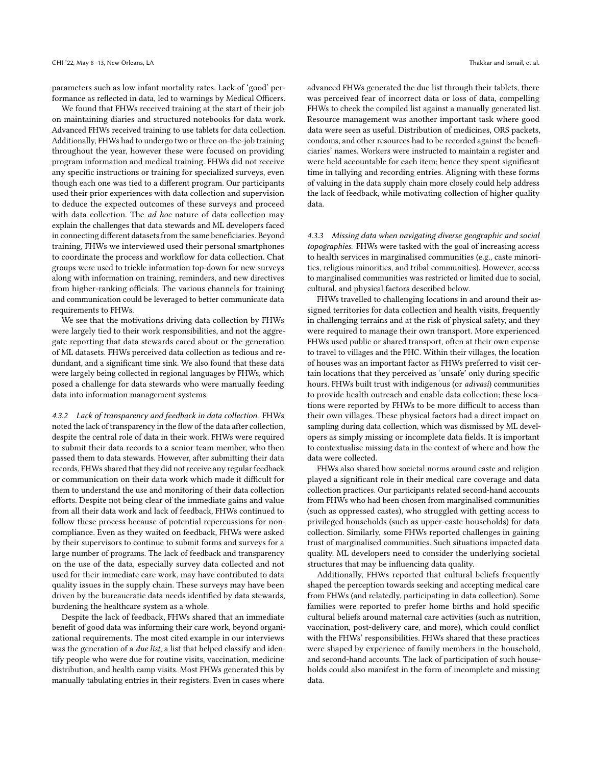parameters such as low infant mortality rates. Lack of 'good' performance as reflected in data, led to warnings by Medical Officers.

We found that FHWs received training at the start of their job on maintaining diaries and structured notebooks for data work. Advanced FHWs received training to use tablets for data collection. Additionally, FHWs had to undergo two or three on-the-job training throughout the year, however these were focused on providing program information and medical training. FHWs did not receive any specific instructions or training for specialized surveys, even though each one was tied to a different program. Our participants used their prior experiences with data collection and supervision to deduce the expected outcomes of these surveys and proceed with data collection. The *ad hoc* nature of data collection may explain the challenges that data stewards and ML developers faced in connecting different datasets from the same beneficiaries. Beyond training, FHWs we interviewed used their personal smartphones to coordinate the process and workflow for data collection. Chat groups were used to trickle information top-down for new surveys along with information on training, reminders, and new directives from higher-ranking officials. The various channels for training and communication could be leveraged to better communicate data requirements to FHWs.

We see that the motivations driving data collection by FHWs were largely tied to their work responsibilities, and not the aggregate reporting that data stewards cared about or the generation of ML datasets. FHWs perceived data collection as tedious and redundant, and a significant time sink. We also found that these data were largely being collected in regional languages by FHWs, which posed a challenge for data stewards who were manually feeding data into information management systems.

#### 4.3.2 Lack of transparency and feedback in data collection.

FHWs noted the lack of transparency in the flow of the data after collection, despite the central role of data in their work. FHWs were required to submit their data records to a senior team member, who then passed them to data stewards. However, after submitting their data records, FHWs shared that they did not receive any regular feedback or communication on their data work which made it difficult for them to understand the use and monitoring of their data collection efforts. Despite not being clear of the immediate gains and value from all their data work and lack of feedback, FHWs continued to follow these process because of potential repercussions for non-compliance. Even as they waited on feedback, FHWs were asked by their supervisors to continue to submit forms and surveys for a large number of programs. The lack of feedback and transparency on the use of the data, especially survey data collected and not used for their immediate care work, may have contributed to data quality issues in the supply chain. These surveys may have been driven by the bureaucratic data needs identified by data stewards, burdening the healthcare system as a whole.

Despite the lack of feedback, FHWs shared that an immediate benefit of good data was informing their care work, beyond organizational requirements. The most cited example in our interviews was the generation of a *due list*, a list that helped classify and identify people who were due for routine visits, vaccination, medicine distribution, and health camp visits. Most FHWs generated this by manually tabulating entries in their registers. Even in cases where advanced FHWs generated the due list through their tablets, there was perceived fear of incorrect data or loss of data, compelling FHWs to check the compiled list against a manually generated list. Resource management was another important task where good data were seen as useful. Distribution of medicines, ORS packets, condoms, and other resources had to be recorded against the beneficiaries' names. Workers were instructed to maintain a register and were held accountable for each item; hence they spent significant time in tallying and recording entries. Aligning with these forms of valuing in the data supply chain more closely could help address the lack of feedback, while motivating collection of higher quality data.

#### 4.3.3 Missing data when navigating diverse geographic and social topographies.

FHWs were tasked with the goal of increasing access to health services in marginalised communities (e.g., caste minorities, religious minorities, and tribal communities). However, access to marginalised communities was restricted or limited due to social, cultural, and physical factors described below.

FHWs travelled to challenging locations in and around their assigned territories for data collection and health visits, frequently in challenging terrains and at the risk of physical safety, and they were required to manage their own transport. More experienced FHWs used public or shared transport, often at their own expense to travel to villages and the PHC. Within their villages, the location of houses was an important factor as FHWs preferred to visit certain locations that they perceived as 'unsafe' only during specific hours. FHWs built trust with indigenous (or *adivasi*) communities to provide health outreach and enable data collection; these locations were reported by FHWs to be more difficult to access than their own villages. These physical factors had a direct impact on sampling during data collection, which was dismissed by ML developers as simply missing or incomplete data fields. It is important to contextualise missing data in the context of where and how the data were collected.

FHWs also shared how societal norms around caste and religion played a significant role in their medical care coverage and data collection practices. Our participants related second-hand accounts from FHWs who had been chosen from marginalised communities (such as oppressed castes), who struggled with getting access to privileged households (such as upper-caste households) for data collection. Similarly, some FHWs reported challenges in gaining trust of marginalised communities. Such situations impacted data quality. ML developers need to consider the underlying societal structures that may be influencing data quality.

Additionally, FHWs reported that cultural beliefs frequently shaped the perception towards seeking and accepting medical care from FHWs (and relatedly, participating in data collection). Some families were reported to prefer home births and hold specific cultural beliefs around maternal care activities (such as nutrition, vaccination, post-delivery care, and more), which could conflict with the FHWs' responsibilities. FHWs shared that these practices were shaped by experience of family members in the household, and second-hand accounts. The lack of participation of such households could also manifest in the form of incomplete and missing data.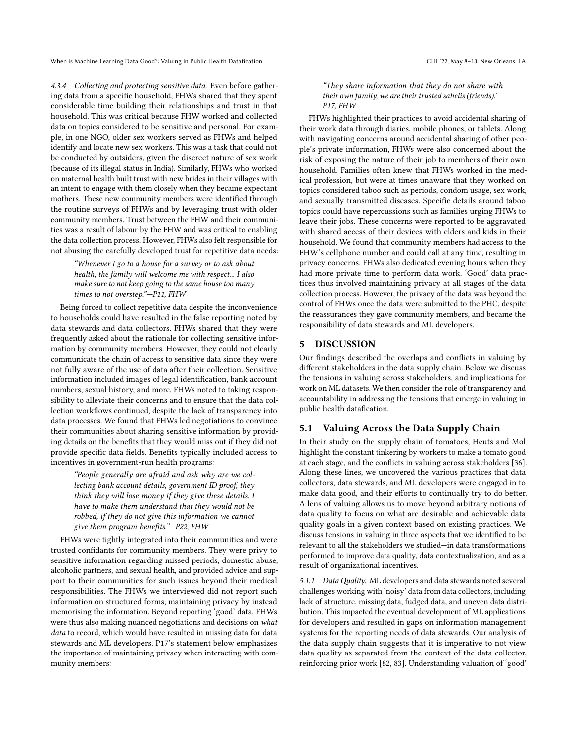#### 4.3.4 Collecting and protecting sensitive data.

Even before gathering data from a specific household, FHWs shared that they spent considerable time building their relationships and trust in that household. This was critical because FHW worked and collected data on topics considered to be sensitive and personal. For example, in one NGO, older sex workers served as FHWs and helped identify and locate new sex workers. This was a task that could not be conducted by outsiders, given the discreet nature of sex work (because of its illegal status in India). Similarly, FHWs who worked on maternal health built trust with new brides in their villages with an intent to engage with them closely when they became expectant mothers. These new community members were identified through the routine surveys of FHWs and by leveraging trust with older community members. Trust between the FHW and their communities was a result of labour by the FHW and was critical to enabling the data collection process. However, FHWs also felt responsible for not abusing the carefully developed trust for repetitive data needs:

> *"Whenever I go to a house for a survey or to ask about health, the family will welcome me with respect... I also make sure to not keep going to the same house too many times to not overstep."—P11, FHW*

Being forced to collect repetitive data despite the inconvenience to households could have resulted in the false reporting noted by data stewards and data collectors. FHWs shared that they were frequently asked about the rationale for collecting sensitive information by community members. However, they could not clearly communicate the chain of access to sensitive data since they were not fully aware of the use of data after their collection. Sensitive information included images of legal identification, bank account numbers, sexual history, and more. FHWs noted to taking responsibility to alleviate their concerns and to ensure that the data collection workflows continued, despite the lack of transparency into data processes. We found that FHWs led negotiations to convince their communities about sharing sensitive information by providing details on the benefits that they would miss out if they did not provide specific data fields. Benefits typically included access to incentives in government-run health programs:

> *"People generally are afraid and ask why are we collecting bank account details, government ID proof, they think they will lose money if they give these details. I have to make them understand that they would not be robbed, if they do not give this information we cannot give them program benefits."—P22, FHW*

FHWs were tightly integrated into their communities and were trusted confidants for community members. They were privy to sensitive information regarding missed periods, domestic abuse, alcoholic partners, and sexual health, and provided advice and support to their communities for such issues beyond their medical responsibilities. The FHWs we interviewed did not report such information on structured forms, maintaining privacy by instead memorising the information. Beyond reporting 'good' data, FHWs were thus also making nuanced negotiations and decisions on *what data* to record, which would have resulted in missing data for data stewards and ML developers. P17's statement below emphasizes the importance of maintaining privacy when interacting with community members:

> *"They share information that they do not share with their own family, we are their trusted sahelis (friends)."—P17, FHW*

FHWs highlighted their practices to avoid accidental sharing of their work data through diaries, mobile phones, or tablets. Along with navigating concerns around accidental sharing of other people's private information, FHWs were also concerned about the risk of exposing the nature of their job to members of their own household. Families often knew that FHWs worked in the medical profession, but were at times unaware that they worked on topics considered taboo such as periods, condom usage, sex work, and sexually transmitted diseases. Specific details around taboo topics could have repercussions such as families urging FHWs to leave their jobs. These concerns were reported to be aggravated with shared access of their devices with elders and kids in their household. We found that community members had access to the FHW's cellphone number and could call at any time, resulting in privacy concerns. FHWs also dedicated evening hours when they had more private time to perform data work. 'Good' data practices thus involved maintaining privacy at all stages of the data collection process. However, the privacy of the data was beyond the control of FHWs once the data were submitted to the PHC, despite the reassurances they gave community members, and became the responsibility of data stewards and ML developers.

## 5 DISCUSSION

Our findings described the overlaps and conflicts in valuing by different stakeholders in the data supply chain. Below we discuss the tensions in valuing across stakeholders, and implications for work on ML datasets. We then consider the role of transparency and accountability in addressing the tensions that emerge in valuing in public health datafication.

### 5.1 Valuing Across the Data Supply Chain

In their study on the supply chain of tomatoes, Heuts and Mol highlight the constant tinkering by workers to make a tomato good at each stage, and the conflicts in valuing across stakeholders [36]. Along these lines, we uncovered the various practices that data collectors, data stewards, and ML developers were engaged in to make data good, and their efforts to continually try to do better. A lens of valuing allows us to move beyond arbitrary notions of data quality to focus on what are desirable and achievable data quality goals in a given context based on existing practices. We discuss tensions in valuing in three aspects that we identified to be relevant to all the stakeholders we studied—in data transformations performed to improve data quality, data contextualization, and as a result of organizational incentives.

#### 5.1.1 Data Quality.

ML developers and data stewards noted several challenges working with 'noisy' data from data collectors, including lack of structure, missing data, fudged data, and uneven data distribution. This impacted the eventual development of ML applications for developers and resulted in gaps on information management systems for the reporting needs of data stewards. Our analysis of the data supply chain suggests that it is imperative to not view data quality as separated from the context of the data collector, reinforcing prior work [82, 83]. Understanding valuation of 'good'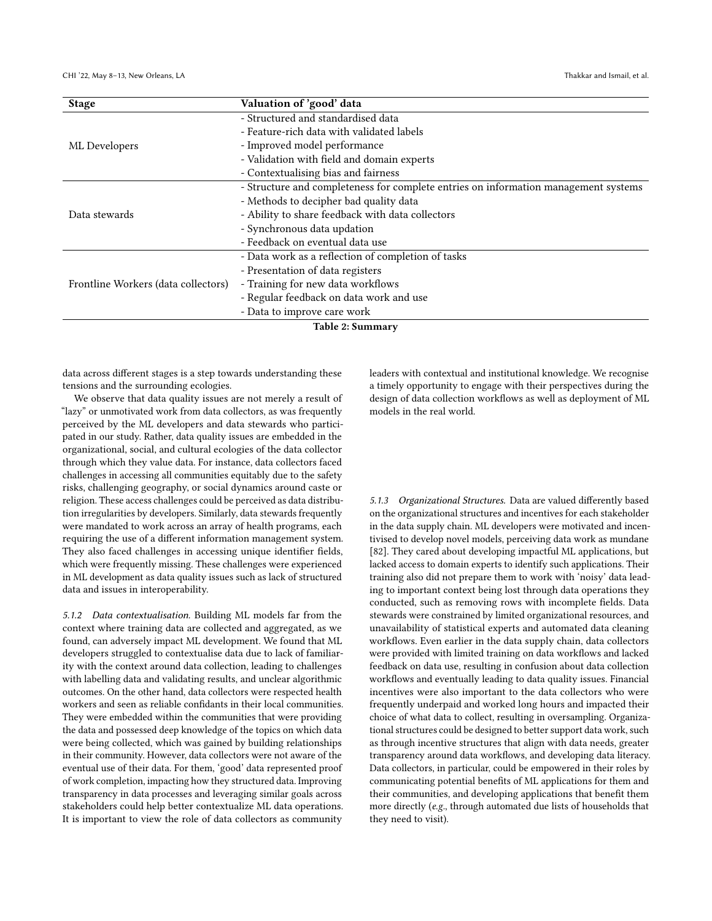| Stage | Valuation of 'good' data |
| --- | --- |
| ML Developers | - Structured and standardised data<br>- Feature-rich data with validated labels<br>- Improved model performance<br>- Validation with field and domain experts<br>- Contextualising bias and fairness |
| Data stewards | - Structure and completeness for complete entries on information management systems<br>- Methods to decipher bad quality data<br>- Ability to share feedback with data collectors<br>- Synchronous data updation<br>- Feedback on eventual data use |
| Frontline Workers (data collectors) | - Data work as a reflection of completion of tasks<br>- Presentation of data registers<br>- Training for new data workflows<br>- Regular feedback on data work and use<br>- Data to improve care work |

**Table 2: Summary**

data across different stages is a step towards understanding these tensions and the surrounding ecologies.

We observe that data quality issues are not merely a result of "lazy" or unmotivated work from data collectors, as was frequently perceived by the ML developers and data stewards who participated in our study. Rather, data quality issues are embedded in the organizational, social, and cultural ecologies of the data collector through which they value data. For instance, data collectors faced challenges in accessing all communities equitably due to the safety risks, challenging geography, or social dynamics around caste or religion. These access challenges could be perceived as data distribution irregularities by developers. Similarly, data stewards frequently were mandated to work across an array of health programs, each requiring the use of a different information management system. They also faced challenges in accessing unique identifier fields, which were frequently missing. These challenges were experienced in ML development as data quality issues such as lack of structured data and issues in interoperability.

*5.1.2 Data contextualisation.* Building ML models far from the context where training data are collected and aggregated, as we found, can adversely impact ML development. We found that ML developers struggled to contextualise data due to lack of familiarity with the context around data collection, leading to challenges with labelling data and validating results, and unclear algorithmic outcomes. On the other hand, data collectors were respected health workers and seen as reliable confidants in their local communities. They were embedded within the communities that were providing the data and possessed deep knowledge of the topics on which data were being collected, which was gained by building relationships in their community. However, data collectors were not aware of the eventual use of their data. For them, 'good' data represented proof of work completion, impacting how they structured data. Improving transparency in data processes and leveraging similar goals across stakeholders could help better contextualize ML data operations. It is important to view the role of data collectors as community leaders with contextual and institutional knowledge. We recognise a timely opportunity to engage with their perspectives during the design of data collection workflows as well as deployment of ML models in the real world.

*5.1.3 Organizational Structures.* Data are valued differently based on the organizational structures and incentives for each stakeholder in the data supply chain. ML developers were motivated and incentivised to develop novel models, perceiving data work as mundane [82]. They cared about developing impactful ML applications, but lacked access to domain experts to identify such applications. Their training also did not prepare them to work with 'noisy' data leading to important context being lost through data operations they conducted, such as removing rows with incomplete fields. Data stewards were constrained by limited organizational resources, and unavailability of statistical experts and automated data cleaning workflows. Even earlier in the data supply chain, data collectors were provided with limited training on data workflows and lacked feedback on data use, resulting in confusion about data collection workflows and eventually leading to data quality issues. Financial incentives were also important to the data collectors who were frequently underpaid and worked long hours and impacted their choice of what data to collect, resulting in oversampling. Organizational structures could be designed to better support data work, such as through incentive structures that align with data needs, greater transparency around data workflows, and developing data literacy. Data collectors, in particular, could be empowered in their roles by communicating potential benefits of ML applications for them and their communities, and developing applications that benefit them more directly (*e.g.*, through automated due lists of households that they need to visit).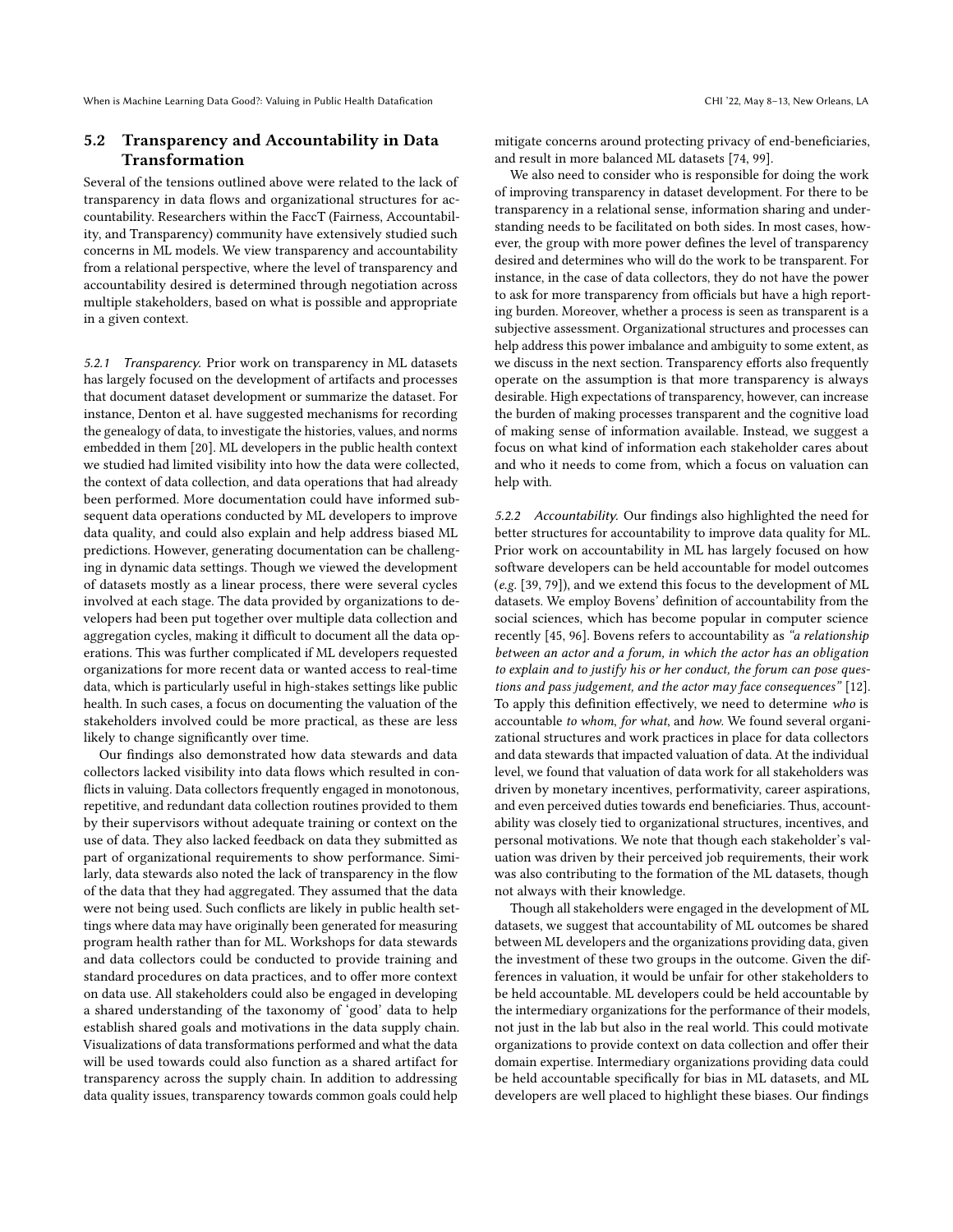## 5.2 Transparency and Accountability in Data Transformation

Several of the tensions outlined above were related to the lack of transparency in data flows and organizational structures for accountability. Researchers within the FaccT (Fairness, Accountability, and Transparency) community have extensively studied such concerns in ML models. We view transparency and accountability from a relational perspective, where the level of transparency and accountability desired is determined through negotiation across multiple stakeholders, based on what is possible and appropriate in a given context.

*5.2.1 Transparency.* Prior work on transparency in ML datasets has largely focused on the development of artifacts and processes that document dataset development or summarize the dataset. For instance, Denton et al. have suggested mechanisms for recording the genealogy of data, to investigate the histories, values, and norms embedded in them [20]. ML developers in the public health context we studied had limited visibility into how the data were collected, the context of data collection, and data operations that had already been performed. More documentation could have informed subsequent data operations conducted by ML developers to improve data quality, and could also explain and help address biased ML predictions. However, generating documentation can be challenging in dynamic data settings. Though we viewed the development of datasets mostly as a linear process, there were several cycles involved at each stage. The data provided by organizations to developers had been put together over multiple data collection and aggregation cycles, making it difficult to document all the data operations. This was further complicated if ML developers requested organizations for more recent data or wanted access to real-time data, which is particularly useful in high-stakes settings like public health. In such cases, a focus on documenting the valuation of the stakeholders involved could be more practical, as these are less likely to change significantly over time.

Our findings also demonstrated how data stewards and data collectors lacked visibility into data flows which resulted in conflicts in valuing. Data collectors frequently engaged in monotonous, repetitive, and redundant data collection routines provided to them by their supervisors without adequate training or context on the use of data. They also lacked feedback on data they submitted as part of organizational requirements to show performance. Similarly, data stewards also noted the lack of transparency in the flow of the data that they had aggregated. They assumed that the data were not being used. Such conflicts are likely in public health settings where data may have originally been generated for measuring program health rather than for ML. Workshops for data stewards and data collectors could be conducted to provide training and standard procedures on data practices, and to offer more context on data use. All stakeholders could also be engaged in developing a shared understanding of the taxonomy of 'good' data to help establish shared goals and motivations in the data supply chain. Visualizations of data transformations performed and what the data will be used towards could also function as a shared artifact for transparency across the supply chain. In addition to addressing data quality issues, transparency towards common goals could help mitigate concerns around protecting privacy of end-beneficiaries, and result in more balanced ML datasets [74, 99].

We also need to consider who is responsible for doing the work of improving transparency in dataset development. For there to be transparency in a relational sense, information sharing and understanding needs to be facilitated on both sides. In most cases, however, the group with more power defines the level of transparency desired and determines who will do the work to be transparent. For instance, in the case of data collectors, they do not have the power to ask for more transparency from officials but have a high reporting burden. Moreover, whether a process is seen as transparent is a subjective assessment. Organizational structures and processes can help address this power imbalance and ambiguity to some extent, as we discuss in the next section. Transparency efforts also frequently operate on the assumption is that more transparency is always desirable. High expectations of transparency, however, can increase the burden of making processes transparent and the cognitive load of making sense of information available. Instead, we suggest a focus on what kind of information each stakeholder cares about and who it needs to come from, which a focus on valuation can help with.

*5.2.2 Accountability.* Our findings also highlighted the need for better structures for accountability to improve data quality for ML. Prior work on accountability in ML has largely focused on how software developers can be held accountable for model outcomes (*e.g.* [39, 79]), and we extend this focus to the development of ML datasets. We employ Bovens' definition of accountability from the social sciences, which has become popular in computer science recently [45, 96]. Bovens refers to accountability as *"a relationship between an actor and a forum, in which the actor has an obligation to explain and to justify his or her conduct, the forum can pose questions and pass judgement, and the actor may face consequences"* [12]. To apply this definition effectively, we need to determine *who* is accountable *to whom*, *for what*, and *how*. We found several organizational structures and work practices in place for data collectors and data stewards that impacted valuation of data. At the individual level, we found that valuation of data work for all stakeholders was driven by monetary incentives, performativity, career aspirations, and even perceived duties towards end beneficiaries. Thus, accountability was closely tied to organizational structures, incentives, and personal motivations. We note that though each stakeholder's valuation was driven by their perceived job requirements, their work was also contributing to the formation of the ML datasets, though not always with their knowledge.

Though all stakeholders were engaged in the development of ML datasets, we suggest that accountability of ML outcomes be shared between ML developers and the organizations providing data, given the investment of these two groups in the outcome. Given the differences in valuation, it would be unfair for other stakeholders to be held accountable. ML developers could be held accountable by the intermediary organizations for the performance of their models, not just in the lab but also in the real world. This could motivate organizations to provide context on data collection and offer their domain expertise. Intermediary organizations providing data could be held accountable specifically for bias in ML datasets, and ML developers are well placed to highlight these biases. Our findings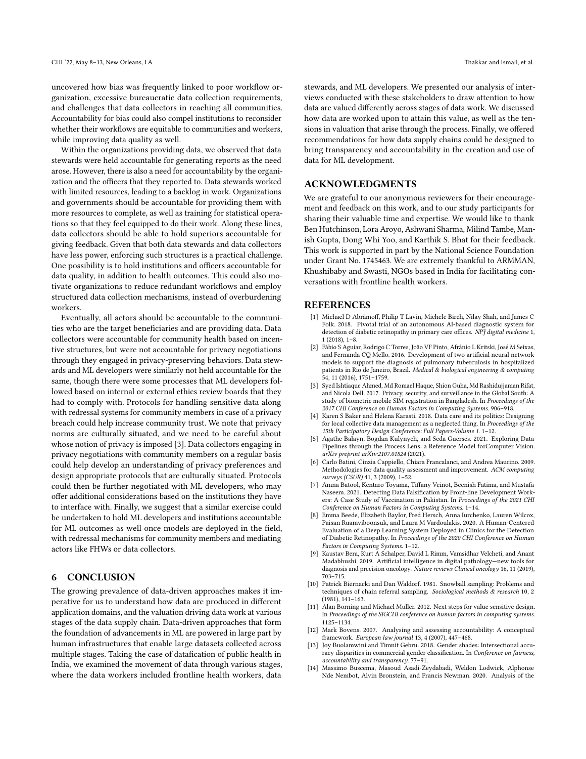uncovered how bias was frequently linked to poor workflow organization, excessive bureaucratic data collection requirements, and challenges that data collectors in reaching all communities. Accountability for bias could also compel institutions to reconsider whether their workflows are equitable to communities and workers, while improving data quality as well.

Within the organizations providing data, we observed that data stewards were held accountable for generating reports as the need arose. However, there is also a need for accountability by the organization and the officers that they reported to. Data stewards worked with limited resources, leading to a backlog in work. Organizations and governments should be accountable for providing them with more resources to complete, as well as training for statistical operations so that they feel equipped to do their work. Along these lines, data collectors should be able to hold superiors accountable for giving feedback. Given that both data stewards and data collectors have less power, enforcing such structures is a practical challenge. One possibility is to hold institutions and officers accountable for data quality, in addition to health outcomes. This could also motivate organizations to reduce redundant workflows and employ structured data collection mechanisms, instead of overburdening workers.

Eventually, all actors should be accountable to the communities who are the target beneficiaries and are providing data. Data collectors were accountable for community health based on incentive structures, but were not accountable for privacy negotiations through they engaged in privacy-preserving behaviors. Data stewards and ML developers were similarly not held accountable for the same, though there were some processes that ML developers followed based on internal or external ethics review boards that they had to comply with. Protocols for handling sensitive data along with redressal systems for community members in case of a privacy breach could help increase community trust. We note that privacy norms are culturally situated, and we need to be careful about whose notion of privacy is imposed [3]. Data collectors engaging in privacy negotiations with community members on a regular basis could help develop an understanding of privacy preferences and design appropriate protocols that are culturally situated. Protocols could then be further negotiated with ML developers, who may offer additional considerations based on the institutions they have to interface with. Finally, we suggest that a similar exercise could be undertaken to hold ML developers and institutions accountable for ML outcomes as well once models are deployed in the field, with redressal mechanisms for community members and mediating actors like FHWs or data collectors.

## 6 CONCLUSION

The growing prevalence of data-driven approaches makes it imperative for us to understand how data are produced in different application domains, and the valuation driving data work at various stages of the data supply chain. Data-driven approaches that form the foundation of advancements in ML are powered in large part by human infrastructures that enable large datasets collected across multiple stages. Taking the case of datafication of public health in India, we examined the movement of data through various stages, where the data workers included frontline health workers, data stewards, and ML developers. We presented our analysis of interviews conducted with these stakeholders to draw attention to how data are valued differently across stages of data work. We discussed how data are worked upon to attain this value, as well as the tensions in valuation that arise through the process. Finally, we offered recommendations for how data supply chains could be designed to bring transparency and accountability in the creation and use of data for ML development.

## ACKNOWLEDGMENTS

We are grateful to our anonymous reviewers for their encouragement and feedback on this work, and to our study participants for sharing their valuable time and expertise. We would like to thank Ben Hutchinson, Lora Aroyo, Ashwani Sharma, Milind Tambe, Manish Gupta, Dong Whi Yoo, and Karthik S. Bhat for their feedback. This work is supported in part by the National Science Foundation under Grant No. 1745463. We are extremely thankful to ARMMAN, Khushibaby and Swasti, NGOs based in India for facilitating conversations with frontline health workers.

## REFERENCES

[1] Michael D Abràmoff, Philip T Lavin, Michele Birch, Nilay Shah, and James C Folk. 2018. Pivotal trial of an autonomous AI-based diagnostic system for detection of diabetic retinopathy in primary care offices. *NPJ digital medicine* 1, 1 (2018), 1–8.

[2] Fábio S Aguiar, Rodrigo C Torres, João VF Pinto, Afrânio L Kritski, José M Seixas, and Fernanda CQ Mello. 2016. Development of two artificial neural network models to support the diagnosis of pulmonary tuberculosis in hospitalized patients in Rio de Janeiro, Brazil. *Medical & biological engineering & computing* 54, 11 (2016), 1751–1759.

[3] Syed Ishtiaque Ahmed, Md Romael Haque, Shion Guha, Md Rashidujjaman Rifat, and Nicola Dell. 2017. Privacy, security, and surveillance in the Global South: A study of biometric mobile SIM registration in Bangladesh. In *Proceedings of the 2017 CHI Conference on Human Factors in Computing Systems*. 906–918.

[4] Karen S Baker and Helena Karasti. 2018. Data care and its politics: Designing for local collective data management as a neglected thing. In *Proceedings of the 15th Participatory Design Conference: Full Papers-Volume 1*. 1–12.

[5] Agathe Balayn, Bogdan Kulynych, and Seda Guerses. 2021. Exploring Data Pipelines through the Process Lens: a Reference Model forComputer Vision. *arXiv preprint arXiv:2107.01824* (2021).

[6] Carlo Batini, Cinzia Cappiello, Chiara Francalanci, and Andrea Maurino. 2009. Methodologies for data quality assessment and improvement. *ACM computing surveys (CSUR)* 41, 3 (2009), 1–52.

[7] Amna Batool, Kentaro Toyama, Tiffany Veinot, Beenish Fatima, and Mustafa Naseem. 2021. Detecting Data Falsification by Front-line Development Workers: A Case Study of Vaccination in Pakistan. In *Proceedings of the 2021 CHI Conference on Human Factors in Computing Systems*. 1–14.

[8] Emma Beede, Elizabeth Baylor, Fred Hersch, Anna Iurchenko, Lauren Wilcox, Paisan Ruamviboonsuk, and Laura M Vardoulakis. 2020. A Human-Centered Evaluation of a Deep Learning System Deployed in Clinics for the Detection of Diabetic Retinopathy. In *Proceedings of the 2020 CHI Conference on Human Factors in Computing Systems*. 1–12.

[9] Kaustav Bera, Kurt A Schalper, David L Rimm, Vamsidhar Velcheti, and Anant Madabhushi. 2019. Artificial intelligence in digital pathology—new tools for diagnosis and precision oncology. *Nature reviews Clinical oncology* 16, 11 (2019), 703–715.

[10] Patrick Biernacki and Dan Waldorf. 1981. Snowball sampling: Problems and techniques of chain referral sampling. *Sociological methods & research* 10, 2 (1981), 141–163.

[11] Alan Borning and Michael Muller. 2012. Next steps for value sensitive design. In *Proceedings of the SIGCHI conference on human factors in computing systems*. 1125–1134.

[12] Mark Bovens. 2007. Analysing and assessing accountability: A conceptual framework. *European law journal* 13, 4 (2007), 447–468.

[13] Joy Buolamwini and Timnit Gebru. 2018. Gender shades: Intersectional accuracy disparities in commercial gender classification. In *Conference on fairness, accountability and transparency*. 77–91.

[14] Massimo Buscema, Masoud Asadi-Zeydabadi, Weldon Lodwick, Alphonse Nde Nembot, Alvin Bronstein, and Francis Newman. 2020. Analysis of the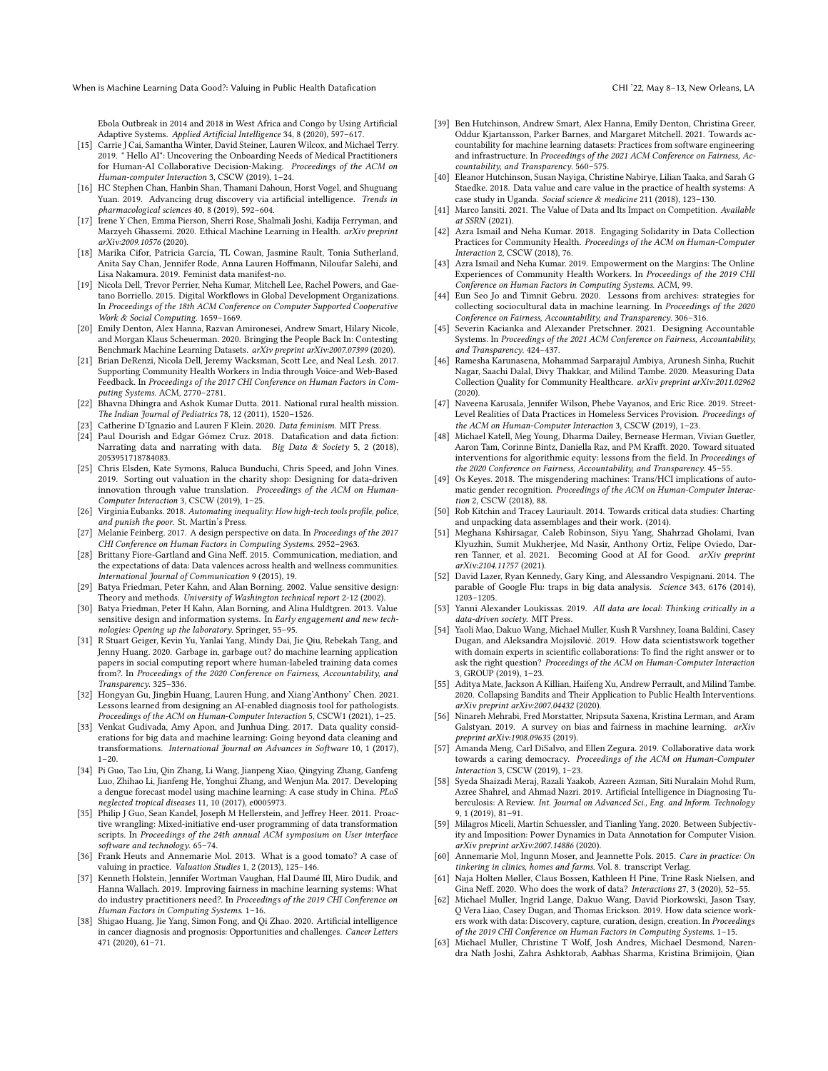Ebola Outbreak in 2014 and 2018 in West Africa and Congo by Using Artificial Adaptive Systems. *Applied Artificial Intelligence* 34, 8 (2020), 597–617.

[15] Carrie J Cai, Samantha Winter, David Steiner, Lauren Wilcox, and Michael Terry. 2019. " Hello AI": Uncovering the Onboarding Needs of Medical Practitioners for Human-AI Collaborative Decision-Making. *Proceedings of the ACM on Human-computer Interaction* 3, CSCW (2019), 1–24.

[16] HC Stephen Chan, Hanbin Shan, Thamani Dahoun, Horst Vogel, and Shuguang Yuan. 2019. Advancing drug discovery via artificial intelligence. *Trends in pharmacological sciences* 40, 8 (2019), 592–604.

[17] Irene Y Chen, Emma Pierson, Sherri Rose, Shalmali Joshi, Kadija Ferryman, and Marzyeh Ghassemi. 2020. Ethical Machine Learning in Health. *arXiv preprint arXiv:2009.10576* (2020).

[18] Marika Cifor, Patricia Garcia, TL Cowan, Jasmine Rault, Tonia Sutherland, Anita Say Chan, Jennifer Rode, Anna Lauren Hoffmann, Niloufar Salehi, and Lisa Nakamura. 2019. Feminist data manifest-no.

[19] Nicola Dell, Trevor Perrier, Neha Kumar, Mitchell Lee, Rachel Powers, and Gaetano Borriello. 2015. Digital Workflows in Global Development Organizations. In *Proceedings of the 18th ACM Conference on Computer Supported Cooperative Work & Social Computing*. 1659–1669.

[20] Emily Denton, Alex Hanna, Razvan Amironesei, Andrew Smart, Hilary Nicole, and Morgan Klaus Scheuerman. 2020. Bringing the People Back In: Contesting Benchmark Machine Learning Datasets. *arXiv preprint arXiv:2007.07399* (2020).

[21] Brian DeRenzi, Nicola Dell, Jeremy Wacksman, Scott Lee, and Neal Lesh. 2017. Supporting Community Health Workers in India through Voice-and Web-Based Feedback. In *Proceedings of the 2017 CHI Conference on Human Factors in Computing Systems*. ACM, 2770–2781.

[22] Bhavna Dhingra and Ashok Kumar Dutta. 2011. National rural health mission. *The Indian Journal of Pediatrics* 78, 12 (2011), 1520–1526.

[23] Catherine D'Ignazio and Lauren F Klein. 2020. *Data feminism*. MIT Press.

[24] Paul Dourish and Edgar Gómez Cruz. 2018. Datafication and data fiction: Narrating data and narrating with data. *Big Data & Society* 5, 2 (2018), 2053951718784083.

[25] Chris Elsden, Kate Symons, Raluca Bunduchi, Chris Speed, and John Vines. 2019. Sorting out valuation in the charity shop: Designing for data-driven innovation through value translation. *Proceedings of the ACM on Human-Computer Interaction* 3, CSCW (2019), 1–25.

[26] Virginia Eubanks. 2018. *Automating inequality: How high-tech tools profile, police, and punish the poor.* St. Martin's Press.

[27] Melanie Feinberg. 2017. A design perspective on data. In *Proceedings of the 2017 CHI Conference on Human Factors in Computing Systems*. 2952–2963.

[28] Brittany Fiore-Gartland and Gina Neff. 2015. Communication, mediation, and the expectations of data: Data valences across health and wellness communities. *International Journal of Communication* 9 (2015), 19.

[29] Batya Friedman, Peter Kahn, and Alan Borning. 2002. Value sensitive design: Theory and methods. *University of Washington technical report* 2-12 (2002).

[30] Batya Friedman, Peter H Kahn, Alan Borning, and Alina Huldtgren. 2013. Value sensitive design and information systems. In *Early engagement and new technologies: Opening up the laboratory*. Springer, 55–95.

[31] R Stuart Geiger, Kevin Yu, Yanlai Yang, Mindy Dai, Jie Qiu, Rebekah Tang, and Jenny Huang. 2020. Garbage in, garbage out? do machine learning application papers in social computing report where human-labeled training data comes from?. In *Proceedings of the 2020 Conference on Fairness, Accountability, and Transparency*. 325–336.

[32] Hongyan Gu, Jingbin Huang, Lauren Hung, and Xiang'Anthony' Chen. 2021. Lessons learned from designing an AI-enabled diagnosis tool for pathologists. *Proceedings of the ACM on Human-Computer Interaction* 5, CSCW1 (2021), 1–25.

[33] Venkat Gudivada, Amy Apon, and Junhua Ding. 2017. Data quality considerations for big data and machine learning: Going beyond data cleaning and transformations. *International Journal on Advances in Software* 10, 1 (2017), 1–20.

[34] Pi Guo, Tao Liu, Qin Zhang, Li Wang, Jianpeng Xiao, Qingying Zhang, Ganfeng Luo, Zhihao Li, Jianfeng He, Yonghui Zhang, and Wenjun Ma. 2017. Developing a dengue forecast model using machine learning: A case study in China. *PLoS neglected tropical diseases* 11, 10 (2017), e0005973.

[35] Philip J Guo, Sean Kandel, Joseph M Hellerstein, and Jeffrey Heer. 2011. Proactive wrangling: Mixed-initiative end-user programming of data transformation scripts. In *Proceedings of the 24th annual ACM symposium on User interface software and technology*. 65–74.

[36] Frank Heuts and Annemarie Mol. 2013. What is a good tomato? A case of valuing in practice. *Valuation Studies* 1, 2 (2013), 125–146.

[37] Kenneth Holstein, Jennifer Wortman Vaughan, Hal Daumé III, Miro Dudik, and Hanna Wallach. 2019. Improving fairness in machine learning systems: What do industry practitioners need?. In *Proceedings of the 2019 CHI Conference on Human Factors in Computing Systems*. 1–16.

[38] Shigao Huang, Jie Yang, Simon Fong, and Qi Zhao. 2020. Artificial intelligence in cancer diagnosis and prognosis: Opportunities and challenges. *Cancer Letters* 471 (2020), 61–71.

[39] Ben Hutchinson, Andrew Smart, Alex Hanna, Emily Denton, Christina Greer, Oddur Kjartansson, Parker Barnes, and Margaret Mitchell. 2021. Towards accountability for machine learning datasets: Practices from software engineering and infrastructure. In *Proceedings of the 2021 ACM Conference on Fairness, Accountability, and Transparency*. 560–575.

[40] Eleanor Hutchinson, Susan Nayiga, Christine Nabirye, Lilian Taaka, and Sarah G Staedke. 2018. Data value and care value in the practice of health systems: A case study in Uganda. *Social science & medicine* 211 (2018), 123–130.

[41] Marco Iansiti. 2021. The Value of Data and Its Impact on Competition. *Available at SSRN* (2021).

[42] Azra Ismail and Neha Kumar. 2018. Engaging Solidarity in Data Collection Practices for Community Health. *Proceedings of the ACM on Human-Computer Interaction* 2, CSCW (2018), 76.

[43] Azra Ismail and Neha Kumar. 2019. Empowerment on the Margins: The Online Experiences of Community Health Workers. In *Proceedings of the 2019 CHI Conference on Human Factors in Computing Systems*. ACM, 99.

[44] Eun Seo Jo and Timnit Gebru. 2020. Lessons from archives: strategies for collecting sociocultural data in machine learning. In *Proceedings of the 2020 Conference on Fairness, Accountability, and Transparency*. 306–316.

[45] Severin Kacianka and Alexander Pretschner. 2021. Designing Accountable Systems. In *Proceedings of the 2021 ACM Conference on Fairness, Accountability, and Transparency*. 424–437.

[46] Ramesha Karunasena, Mohammad Sarparajul Ambiya, Arunesh Sinha, Ruchit Nagar, Saachi Dalal, Divy Thakkar, and Milind Tambe. 2020. Measuring Data Collection Quality for Community Healthcare. *arXiv preprint arXiv:2011.02962* (2020).

[47] Naveena Karusala, Jennifer Wilson, Phebe Vayanos, and Eric Rice. 2019. Street-Level Realities of Data Practices in Homeless Services Provision. *Proceedings of the ACM on Human-Computer Interaction* 3, CSCW (2019), 1–23.

[48] Michael Katell, Meg Young, Dharma Dailey, Bernease Herman, Vivian Guetler, Aaron Tam, Corinne Bintz, Daniella Raz, and PM Krafft. 2020. Toward situated interventions for algorithmic equity: lessons from the field. In *Proceedings of the 2020 Conference on Fairness, Accountability, and Transparency*. 45–55.

[49] Os Keyes. 2018. The misgendering machines: Trans/HCI implications of automatic gender recognition. *Proceedings of the ACM on Human-Computer Interaction* 2, CSCW (2018), 88.

[50] Rob Kitchin and Tracey Lauriault. 2014. Towards critical data studies: Charting and unpacking data assemblages and their work. (2014).

[51] Meghana Kshirsagar, Caleb Robinson, Siyu Yang, Shahrzad Gholami, Ivan Klyuzhin, Sumit Mukherjee, Md Nasir, Anthony Ortiz, Felipe Oviedo, Darren Tanner, et al. 2021. Becoming Good at AI for Good. *arXiv preprint arXiv:2104.11757* (2021).

[52] David Lazer, Ryan Kennedy, Gary King, and Alessandro Vespignani. 2014. The parable of Google Flu: traps in big data analysis. *Science* 343, 6176 (2014), 1203–1205.

[53] Yanni Alexander Loukissas. 2019. *All data are local: Thinking critically in a data-driven society*. MIT Press.

[54] Yaoli Mao, Dakuo Wang, Michael Muller, Kush R Varshney, Ioana Baldini, Casey Dugan, and Aleksandra Mojsilović. 2019. How data scientistswork together with domain experts in scientific collaborations: To find the right answer or to ask the right question? *Proceedings of the ACM on Human-Computer Interaction* 3, GROUP (2019), 1–23.

[55] Aditya Mate, Jackson A Killian, Haifeng Xu, Andrew Perrault, and Milind Tambe. 2020. Collapsing Bandits and Their Application to Public Health Interventions. *arXiv preprint arXiv:2007.04432* (2020).

[56] Ninareh Mehrabi, Fred Morstatter, Nripsuta Saxena, Kristina Lerman, and Aram Galstyan. 2019. A survey on bias and fairness in machine learning. *arXiv preprint arXiv:1908.09635* (2019).

[57] Amanda Meng, Carl DiSalvo, and Ellen Zegura. 2019. Collaborative data work towards a caring democracy. *Proceedings of the ACM on Human-Computer Interaction* 3, CSCW (2019), 1–23.

[58] Syeda Shaizadi Meraj, Razali Yaakob, Azreen Azman, Siti Nuralain Mohd Rum, Azree Shahrel, and Ahmad Nazri. 2019. Artificial Intelligence in Diagnosing Tuberculosis: A Review. *Int. Journal on Advanced Sci., Eng. and Inform. Technology* 9, 1 (2019), 81–91.

[59] Milagros Miceli, Martin Schuessler, and Tianling Yang. 2020. Between Subjectivity and Imposition: Power Dynamics in Data Annotation for Computer Vision. *arXiv preprint arXiv:2007.14886* (2020).

[60] Annemarie Mol, Ingunn Moser, and Jeannette Pols. 2015. *Care in practice: On tinkering in clinics, homes and farms*. Vol. 8. transcript Verlag.

[61] Naja Holten Møller, Claus Bossen, Kathleen H Pine, Trine Rask Nielsen, and Gina Neff. 2020. Who does the work of data? *Interactions* 27, 3 (2020), 52–55.

[62] Michael Muller, Ingrid Lange, Dakuo Wang, David Piorkowski, Jason Tsay, Q Vera Liao, Casey Dugan, and Thomas Erickson. 2019. How data science workers work with data: Discovery, capture, curation, design, creation. In *Proceedings of the 2019 CHI Conference on Human Factors in Computing Systems*. 1–15.

[63] Michael Muller, Christine T Wolf, Josh Andres, Michael Desmond, Narendra Nath Joshi, Zahra Ashktorab, Aabhas Sharma, Kristina Brimijoin, Qian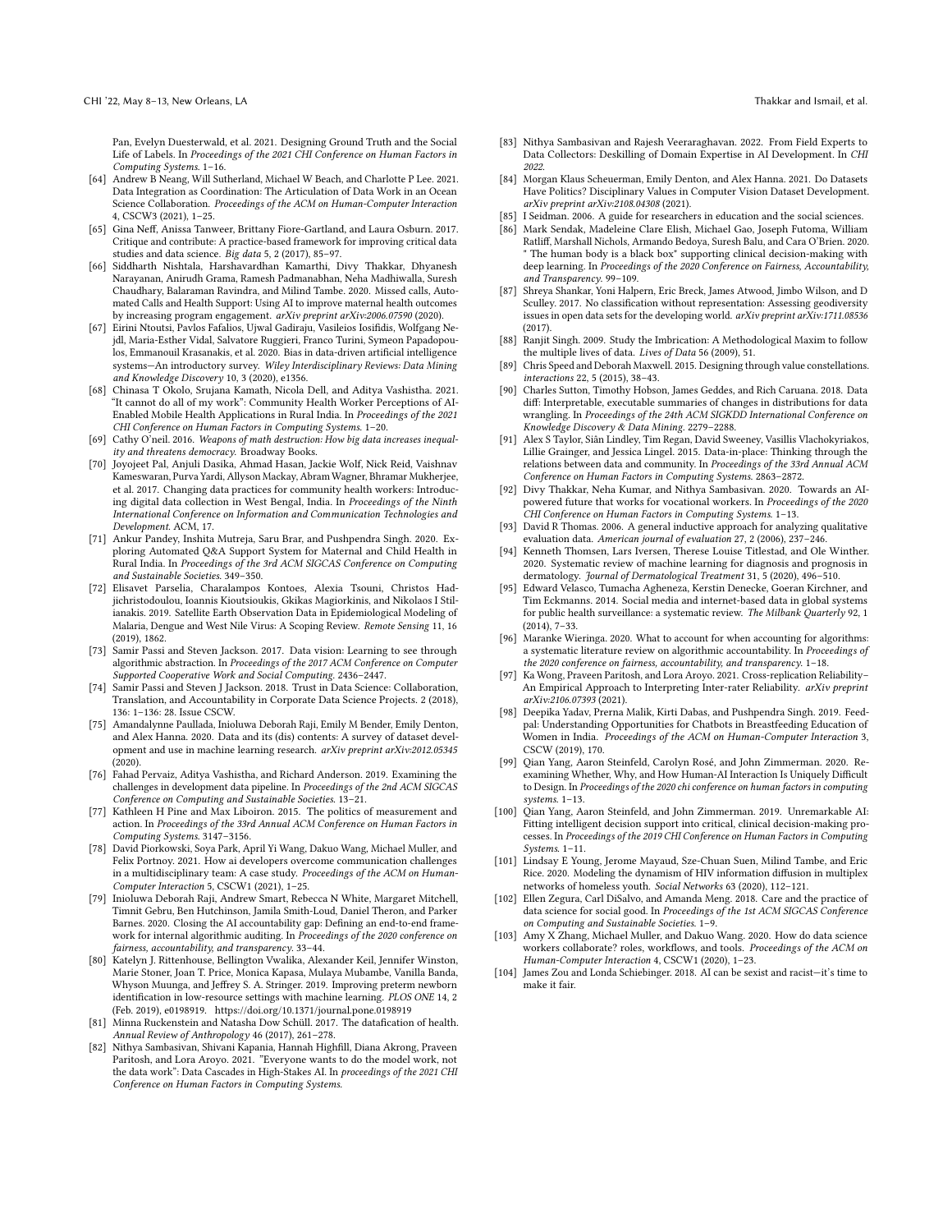Pan, Evelyn Duesterwald, et al. 2021. Designing Ground Truth and the Social Life of Labels. In *Proceedings of the 2021 CHI Conference on Human Factors in Computing Systems*. 1–16.

[64] Andrew B Neang, Will Sutherland, Michael W Beach, and Charlotte P Lee. 2021. Data Integration as Coordination: The Articulation of Data Work in an Ocean Science Collaboration. *Proceedings of the ACM on Human-Computer Interaction* 4, CSCW3 (2021), 1–25.

[65] Gina Neff, Anissa Tanweer, Brittany Fiore-Gartland, and Laura Osburn. 2017. Critique and contribute: A practice-based framework for improving critical data studies and data science. *Big data* 5, 2 (2017), 85–97.

[66] Siddharth Nishtala, Harshavardhan Kamarthi, Divy Thakkar, Dhyanesh Narayanan, Anirudh Grama, Ramesh Padmanabhan, Neha Madhiwalla, Suresh Chaudhary, Balaraman Ravindra, and Milind Tambe. 2020. Missed calls, Automated Calls and Health Support: Using AI to improve maternal health outcomes by increasing program engagement. *arXiv preprint arXiv:2006.07590* (2020).

[67] Eirini Ntoutsi, Pavlos Fafalios, Ujwal Gadiraju, Vasileios Iosifidis, Wolfgang Nejdl, Maria-Esther Vidal, Salvatore Ruggieri, Franco Turini, Symeon Papadopoulos, Emmanouil Krasanakis, et al. 2020. Bias in data-driven artificial intelligence systems—An introductory survey. *Wiley Interdisciplinary Reviews: Data Mining and Knowledge Discovery* 10, 3 (2020), e1356.

[68] Chinasa T Okolo, Srujana Kamath, Nicola Dell, and Aditya Vashistha. 2021. "It cannot do all of my work": Community Health Worker Perceptions of AI-Enabled Mobile Health Applications in Rural India. In *Proceedings of the 2021 CHI Conference on Human Factors in Computing Systems*. 1–20.

[69] Cathy O'neil. 2016. *Weapons of math destruction: How big data increases inequality and threatens democracy*. Broadway Books.

[70] Joyojeet Pal, Anjuli Dasika, Ahmad Hasan, Jackie Wolf, Nick Reid, Vaishnav Kameswaran, Purva Yardi, Allyson Mackay, Abram Wagner, Bhramar Mukherjee, et al. 2017. Changing data practices for community health workers: Introducing digital data collection in West Bengal, India. In *Proceedings of the Ninth International Conference on Information and Communication Technologies and Development*. ACM, 17.

[71] Ankur Pandey, Inshita Mutreja, Saru Brar, and Pushpendra Singh. 2020. Exploring Automated Q&A Support System for Maternal and Child Health in Rural India. In *Proceedings of the 3rd ACM SIGCAS Conference on Computing and Sustainable Societies*. 349–350.

[72] Elisavet Parselia, Charalampos Kontoes, Alexia Tsouni, Christos Hadjichristodoulou, Ioannis Kioutsioukis, Gkikas Magiorkinis, and Nikolaos I Stilianakis. 2019. Satellite Earth Observation Data in Epidemiological Modeling of Malaria, Dengue and West Nile Virus: A Scoping Review. *Remote Sensing* 11, 16 (2019), 1862.

[73] Samir Passi and Steven Jackson. 2017. Data vision: Learning to see through algorithmic abstraction. In *Proceedings of the 2017 ACM Conference on Computer Supported Cooperative Work and Social Computing*. 2436–2447.

[74] Samir Passi and Steven J Jackson. 2018. Trust in Data Science: Collaboration, Translation, and Accountability in Corporate Data Science Projects. 2 (2018), 136: 1–136: 28. Issue CSCW.

[75] Amandalynne Paullada, Inioluwa Deborah Raji, Emily M Bender, Emily Denton, and Alex Hanna. 2020. Data and its (dis) contents: A survey of dataset development and use in machine learning research. *arXiv preprint arXiv:2012.05345* (2020).

[76] Fahad Pervaiz, Aditya Vashistha, and Richard Anderson. 2019. Examining the challenges in development data pipeline. In *Proceedings of the 2nd ACM SIGCAS Conference on Computing and Sustainable Societies*. 13–21.

[77] Kathleen H Pine and Max Liboiron. 2015. The politics of measurement and action. In *Proceedings of the 33rd Annual ACM Conference on Human Factors in Computing Systems*. 3147–3156.

[78] David Piorkowski, Soya Park, April Yi Wang, Dakuo Wang, Michael Muller, and Felix Portnoy. 2021. How ai developers overcome communication challenges in a multidisciplinary team: A case study. *Proceedings of the ACM on Human-Computer Interaction* 5, CSCW1 (2021), 1–25.

[79] Inioluwa Deborah Raji, Andrew Smart, Rebecca N White, Margaret Mitchell, Timnit Gebru, Ben Hutchinson, Jamila Smith-Loud, Daniel Theron, and Parker Barnes. 2020. Closing the AI accountability gap: Defining an end-to-end framework for internal algorithmic auditing. In *Proceedings of the 2020 conference on fairness, accountability, and transparency*. 33–44.

[80] Katelyn J. Rittenhouse, Bellington Vwalika, Alexander Keil, Jennifer Winston, Marie Stoner, Joan T. Price, Monica Kapasa, Mulaya Mubambe, Vanilla Banda, Whyson Muunga, and Jeffrey S. A. Stringer. 2019. Improving preterm newborn identification in low-resource settings with machine learning. *PLOS ONE* 14, 2 (Feb. 2019), e0198919. https://doi.org/10.1371/journal.pone.0198919

[81] Minna Ruckenstein and Natasha Dow Schüll. 2017. The datafication of health. *Annual Review of Anthropology* 46 (2017), 261–278.

[82] Nithya Sambasivan, Shivani Kapania, Hannah Highfill, Diana Akrong, Praveen Paritosh, and Lora Aroyo. 2021. "Everyone wants to do the model work, not the data work": Data Cascades in High-Stakes AI. In *proceedings of the 2021 CHI Conference on Human Factors in Computing Systems*.

[83] Nithya Sambasivan and Rajesh Veeraraghavan. 2022. From Field Experts to Data Collectors: Deskilling of Domain Expertise in AI Development. In *CHI 2022*.

[84] Morgan Klaus Scheuerman, Emily Denton, and Alex Hanna. 2021. Do Datasets Have Politics? Disciplinary Values in Computer Vision Dataset Development. *arXiv preprint arXiv:2108.04308* (2021).

[85] I Seidman. 2006. A guide for researchers in education and the social sciences.

[86] Mark Sendak, Madeleine Clare Elish, Michael Gao, Joseph Futoma, William Ratliff, Marshall Nichols, Armando Bedoya, Suresh Balu, and Cara O'Brien. 2020. " The human body is a black box" supporting clinical decision-making with deep learning. In *Proceedings of the 2020 Conference on Fairness, Accountability, and Transparency*. 99–109.

[87] Shreya Shankar, Yoni Halpern, Eric Breck, James Atwood, Jimbo Wilson, and D Sculley. 2017. No classification without representation: Assessing geodiversity issues in open data sets for the developing world. *arXiv preprint arXiv:1711.08536* (2017).

[88] Ranjit Singh. 2009. Study the Imbrication: A Methodological Maxim to follow the multiple lives of data. *Lives of Data* 56 (2009), 51.

[89] Chris Speed and Deborah Maxwell. 2015. Designing through value constellations. *interactions* 22, 5 (2015), 38–43.

[90] Charles Sutton, Timothy Hobson, James Geddes, and Rich Caruana. 2018. Data diff: Interpretable, executable summaries of changes in distributions for data wrangling. In *Proceedings of the 24th ACM SIGKDD International Conference on Knowledge Discovery & Data Mining*. 2279–2288.

[91] Alex S Taylor, Siân Lindley, Tim Regan, David Sweeney, Vasillis Vlachokyriakos, Lillie Grainger, and Jessica Lingel. 2015. Data-in-place: Thinking through the relations between data and community. In *Proceedings of the 33rd Annual ACM Conference on Human Factors in Computing Systems*. 2863–2872.

[92] Divy Thakkar, Neha Kumar, and Nithya Sambasivan. 2020. Towards an AI-powered future that works for vocational workers. In *Proceedings of the 2020 CHI Conference on Human Factors in Computing Systems*. 1–13.

[93] David R Thomas. 2006. A general inductive approach for analyzing qualitative evaluation data. *American journal of evaluation* 27, 2 (2006), 237–246.

[94] Kenneth Thomsen, Lars Iversen, Therese Louise Titlestad, and Ole Winther. 2020. Systematic review of machine learning for diagnosis and prognosis in dermatology. *Journal of Dermatological Treatment* 31, 5 (2020), 496–510.

[95] Edward Velasco, Tumacha Agheneza, Kerstin Denecke, Goeran Kirchner, and Tim Eckmanns. 2014. Social media and internet-based data in global systems for public health surveillance: a systematic review. *The Milbank Quarterly* 92, 1 (2014), 7–33.

[96] Maranke Wieringa. 2020. What to account for when accounting for algorithms: a systematic literature review on algorithmic accountability. In *Proceedings of the 2020 conference on fairness, accountability, and transparency*. 1–18.

[97] Ka Wong, Praveen Paritosh, and Lora Aroyo. 2021. Cross-replication Reliability–An Empirical Approach to Interpreting Inter-rater Reliability. *arXiv preprint arXiv:2106.07393* (2021).

[98] Deepika Yadav, Prerna Malik, Kirti Dabas, and Pushpendra Singh. 2019. Feedpal: Understanding Opportunities for Chatbots in Breastfeeding Education of Women in India. *Proceedings of the ACM on Human-Computer Interaction* 3, CSCW (2019), 170.

[99] Qian Yang, Aaron Steinfeld, Carolyn Rosé, and John Zimmerman. 2020. Re-examining Whether, Why, and How Human-AI Interaction Is Uniquely Difficult to Design. In *Proceedings of the 2020 chi conference on human factors in computing systems*. 1–13.

[100] Qian Yang, Aaron Steinfeld, and John Zimmerman. 2019. Unremarkable AI: Fitting intelligent decision support into critical, clinical decision-making processes. In *Proceedings of the 2019 CHI Conference on Human Factors in Computing Systems*. 1–11.

[101] Lindsay E Young, Jerome Mayaud, Sze-Chuan Suen, Milind Tambe, and Eric Rice. 2020. Modeling the dynamism of HIV information diffusion in multiplex networks of homeless youth. *Social Networks* 63 (2020), 112–121.

[102] Ellen Zegura, Carl DiSalvo, and Amanda Meng. 2018. Care and the practice of data science for social good. In *Proceedings of the 1st ACM SIGCAS Conference on Computing and Sustainable Societies*. 1–9.

[103] Amy X Zhang, Michael Muller, and Dakuo Wang. 2020. How do data science workers collaborate? roles, workflows, and tools. *Proceedings of the ACM on Human-Computer Interaction* 4, CSCW1 (2020), 1–23.

[104] James Zou and Londa Schiebinger. 2018. AI can be sexist and racist—it's time to make it fair.